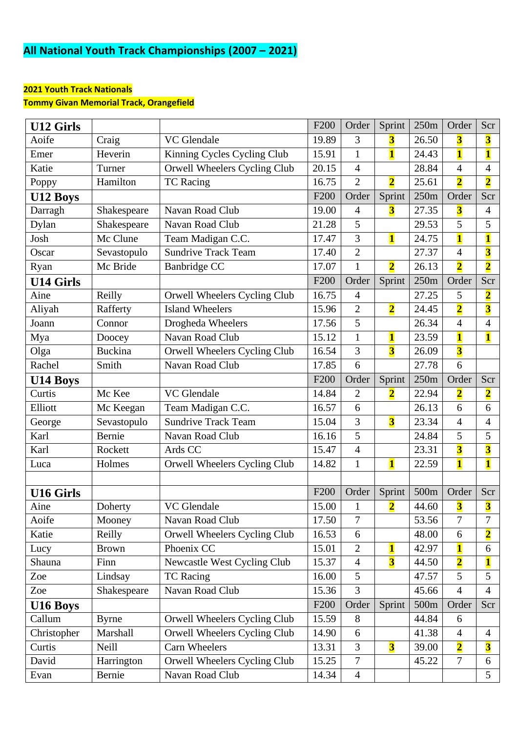# All National Youth Track Championships (2007 – 2021)

**2021 Youth Track Nationals**
**Tommy Givan Memorial Track, Orangefield**

| U12 Girls | | | F200 | Order | Sprint | 250m | Order | Scr |
|---|---|---|---|---|---|---|---|---|
| Aoife | Craig | VC Glendale | 19.89 | 3 | **3** | 26.50 | **3** | **3** |
| Emer | Heverin | Kinning Cycles Cycling Club | 15.91 | 1 | **1** | 24.43 | **1** | **1** |
| Katie | Turner | Orwell Wheelers Cycling Club | 20.15 | 4 | | 28.84 | 4 | 4 |
| Poppy | Hamilton | TC Racing | 16.75 | 2 | **2** | 25.61 | **2** | **2** |
| **U12 Boys** | | | F200 | Order | Sprint | 250m | Order | Scr |
| Darragh | Shakespeare | Navan Road Club | 19.00 | 4 | **3** | 27.35 | **3** | 4 |
| Dylan | Shakespeare | Navan Road Club | 21.28 | 5 | | 29.53 | 5 | 5 |
| Josh | Mc Clune | Team Madigan C.C. | 17.47 | 3 | **1** | 24.75 | **1** | **1** |
| Oscar | Sevastopulo | Sundrive Track Team | 17.40 | 2 | | 27.37 | 4 | **3** |
| Ryan | Mc Bride | Banbridge CC | 17.07 | 1 | **2** | 26.13 | **2** | **2** |
| **U14 Girls** | | | F200 | Order | Sprint | 250m | Order | Scr |
| Aine | Reilly | Orwell Wheelers Cycling Club | 16.75 | 4 | | 27.25 | 5 | **2** |
| Aliyah | Rafferty | Island Wheelers | 15.96 | 2 | **2** | 24.45 | **2** | **3** |
| Joann | Connor | Drogheda Wheelers | 17.56 | 5 | | 26.34 | 4 | 4 |
| Mya | Doocey | Navan Road Club | 15.12 | 1 | **1** | 23.59 | **1** | **1** |
| Olga | Buckina | Orwell Wheelers Cycling Club | 16.54 | 3 | **3** | 26.09 | **3** | |
| Rachel | Smith | Navan Road Club | 17.85 | 6 | | 27.78 | 6 | |
| **U14 Boys** | | | F200 | Order | Sprint | 250m | Order | Scr |
| Curtis | Mc Kee | VC Glendale | 14.84 | 2 | **2** | 22.94 | **2** | **2** |
| Elliott | Mc Keegan | Team Madigan C.C. | 16.57 | 6 | | 26.13 | 6 | 6 |
| George | Sevastopulo | Sundrive Track Team | 15.04 | 3 | **3** | 23.34 | 4 | 4 |
| Karl | Bernie | Navan Road Club | 16.16 | 5 | | 24.84 | 5 | 5 |
| Karl | Rockett | Ards CC | 15.47 | 4 | | 23.31 | **3** | **3** |
| Luca | Holmes | Orwell Wheelers Cycling Club | 14.82 | 1 | **1** | 22.59 | **1** | **1** |
| | | | | | | | | |
| **U16 Girls** | | | F200 | Order | Sprint | 500m | Order | Scr |
| Aine | Doherty | VC Glendale | 15.00 | 1 | **2** | 44.60 | **3** | **3** |
| Aoife | Mooney | Navan Road Club | 17.50 | 7 | | 53.56 | 7 | 7 |
| Katie | Reilly | Orwell Wheelers Cycling Club | 16.53 | 6 | | 48.00 | 6 | **2** |
| Lucy | Brown | Phoenix CC | 15.01 | 2 | **1** | 42.97 | **1** | 6 |
| Shauna | Finn | Newcastle West Cycling Club | 15.37 | 4 | **3** | 44.50 | **2** | **1** |
| Zoe | Lindsay | TC Racing | 16.00 | 5 | | 47.57 | 5 | 5 |
| Zoe | Shakespeare | Navan Road Club | 15.36 | 3 | | 45.66 | 4 | 4 |
| **U16 Boys** | | | F200 | Order | Sprint | 500m | Order | Scr |
| Callum | Byrne | Orwell Wheelers Cycling Club | 15.59 | 8 | | 44.84 | 6 | |
| Christopher | Marshall | Orwell Wheelers Cycling Club | 14.90 | 6 | | 41.38 | 4 | 4 |
| Curtis | Neill | Carn Wheelers | 13.31 | 3 | **3** | 39.00 | **2** | **3** |
| David | Harrington | Orwell Wheelers Cycling Club | 15.25 | 7 | | 45.22 | 7 | 6 |
| Evan | Bernie | Navan Road Club | 14.34 | 4 | | | | 5 |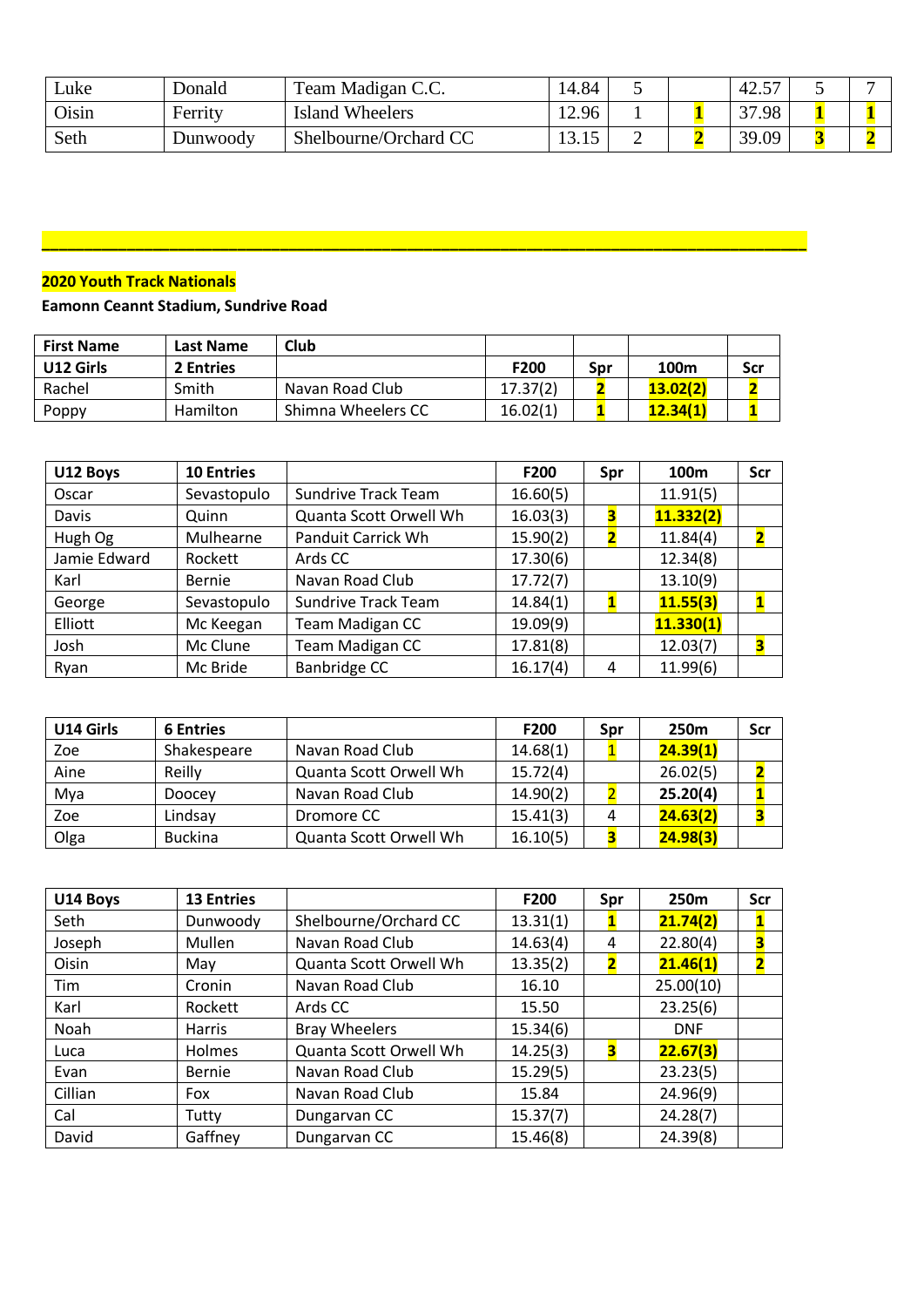| Luke | Donald | Team Madigan C.C. | 14.84 | 5 | | 42.57 | 5 | 7 |
|---|---|---|---|---|---|---|---|---|
| Oisin | Ferrity | Island Wheelers | 12.96 | 1 | 1 | 37.98 | 1 | 1 |
| Seth | Dunwoody | Shelbourne/Orchard CC | 13.15 | 2 | 2 | 39.09 | 3 | 2 |

---

**2020 Youth Track Nationals**

**Eamonn Ceannt Stadium, Sundrive Road**

| **First Name** | **Last Name** | **Club** | | | | |
|---|---|---|---|---|---|---|
| **U12 Girls** | **2 Entries** | | **F200** | **Spr** | **100m** | **Scr** |
| Rachel | Smith | Navan Road Club | 17.37(2) | 2 | **13.02(2)** | 2 |
| Poppy | Hamilton | Shimna Wheelers CC | 16.02(1) | 1 | **12.34(1)** | 1 |

| **U12 Boys** | **10 Entries** | | **F200** | **Spr** | **100m** | **Scr** |
|---|---|---|---|---|---|---|
| Oscar | Sevastopulo | Sundrive Track Team | 16.60(5) | | 11.91(5) | |
| Davis | Quinn | Quanta Scott Orwell Wh | 16.03(3) | 3 | **11.332(2)** | |
| Hugh Og | Mulhearne | Panduit Carrick Wh | 15.90(2) | 2 | 11.84(4) | 2 |
| Jamie Edward | Rockett | Ards CC | 17.30(6) | | 12.34(8) | |
| Karl | Bernie | Navan Road Club | 17.72(7) | | 13.10(9) | |
| George | Sevastopulo | Sundrive Track Team | 14.84(1) | 1 | **11.55(3)** | 1 |
| Elliott | Mc Keegan | Team Madigan CC | 19.09(9) | | **11.330(1)** | |
| Josh | Mc Clune | Team Madigan CC | 17.81(8) | | 12.03(7) | 3 |
| Ryan | Mc Bride | Banbridge CC | 16.17(4) | 4 | 11.99(6) | |

| **U14 Girls** | **6 Entries** | | **F200** | **Spr** | **250m** | **Scr** |
|---|---|---|---|---|---|---|
| Zoe | Shakespeare | Navan Road Club | 14.68(1) | 1 | **24.39(1)** | |
| Aine | Reilly | Quanta Scott Orwell Wh | 15.72(4) | | 26.02(5) | 2 |
| Mya | Doocey | Navan Road Club | 14.90(2) | 2 | **25.20(4)** | 1 |
| Zoe | Lindsay | Dromore CC | 15.41(3) | 4 | **24.63(2)** | 3 |
| Olga | Buckina | Quanta Scott Orwell Wh | 16.10(5) | 3 | **24.98(3)** | |

| **U14 Boys** | **13 Entries** | | **F200** | **Spr** | **250m** | **Scr** |
|---|---|---|---|---|---|---|
| Seth | Dunwoody | Shelbourne/Orchard CC | 13.31(1) | 1 | **21.74(2)** | 1 |
| Joseph | Mullen | Navan Road Club | 14.63(4) | 4 | 22.80(4) | 3 |
| Oisin | May | Quanta Scott Orwell Wh | 13.35(2) | 2 | **21.46(1)** | 2 |
| Tim | Cronin | Navan Road Club | 16.10 | | 25.00(10) | |
| Karl | Rockett | Ards CC | 15.50 | | 23.25(6) | |
| Noah | Harris | Bray Wheelers | 15.34(6) | | DNF | |
| Luca | Holmes | Quanta Scott Orwell Wh | 14.25(3) | 3 | **22.67(3)** | |
| Evan | Bernie | Navan Road Club | 15.29(5) | | 23.23(5) | |
| Cillian | Fox | Navan Road Club | 15.84 | | 24.96(9) | |
| Cal | Tutty | Dungarvan CC | 15.37(7) | | 24.28(7) | |
| David | Gaffney | Dungarvan CC | 15.46(8) | | 24.39(8) | |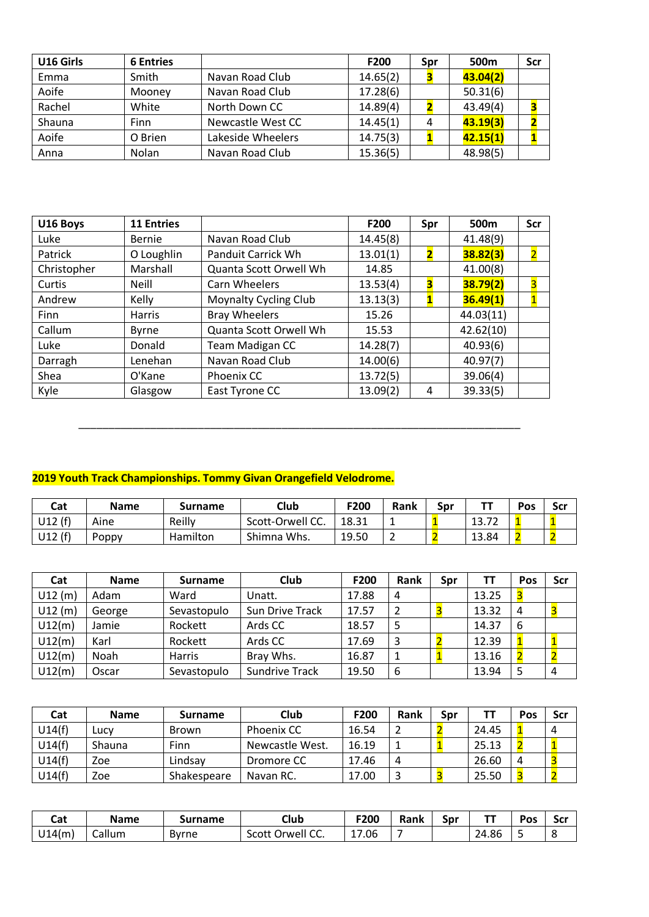| U16 Girls | 6 Entries | | F200 | Spr | 500m | Scr |
|---|---|---|---|---|---|---|
| Emma | Smith | Navan Road Club | 14.65(2) | 3 | 43.04(2) | |
| Aoife | Mooney | Navan Road Club | 17.28(6) | | 50.31(6) | |
| Rachel | White | North Down CC | 14.89(4) | 2 | 43.49(4) | 3 |
| Shauna | Finn | Newcastle West CC | 14.45(1) | 4 | 43.19(3) | 2 |
| Aoife | O Brien | Lakeside Wheelers | 14.75(3) | 1 | 42.15(1) | 1 |
| Anna | Nolan | Navan Road Club | 15.36(5) | | 48.98(5) | |

| U16 Boys | 11 Entries | | F200 | Spr | 500m | Scr |
|---|---|---|---|---|---|---|
| Luke | Bernie | Navan Road Club | 14.45(8) | | 41.48(9) | |
| Patrick | O Loughlin | Panduit Carrick Wh | 13.01(1) | 2 | 38.82(3) | 2 |
| Christopher | Marshall | Quanta Scott Orwell Wh | 14.85 | | 41.00(8) | |
| Curtis | Neill | Carn Wheelers | 13.53(4) | 3 | 38.79(2) | 3 |
| Andrew | Kelly | Moynalty Cycling Club | 13.13(3) | 1 | 36.49(1) | 1 |
| Finn | Harris | Bray Wheelers | 15.26 | | 44.03(11) | |
| Callum | Byrne | Quanta Scott Orwell Wh | 15.53 | | 42.62(10) | |
| Luke | Donald | Team Madigan CC | 14.28(7) | | 40.93(6) | |
| Darragh | Lenehan | Navan Road Club | 14.00(6) | | 40.97(7) | |
| Shea | O'Kane | Phoenix CC | 13.72(5) | | 39.06(4) | |
| Kyle | Glasgow | East Tyrone CC | 13.09(2) | 4 | 39.33(5) | |

---

**2019 Youth Track Championships. Tommy Givan Orangefield Velodrome.**

| Cat | Name | Surname | Club | F200 | Rank | Spr | TT | Pos | Scr |
|---|---|---|---|---|---|---|---|---|---|
| U12 (f) | Aine | Reilly | Scott-Orwell CC. | 18.31 | 1 | 1 | 13.72 | 1 | 1 |
| U12 (f) | Poppy | Hamilton | Shimna Whs. | 19.50 | 2 | 2 | 13.84 | 2 | 2 |

| Cat | Name | Surname | Club | F200 | Rank | Spr | TT | Pos | Scr |
|---|---|---|---|---|---|---|---|---|---|
| U12 (m) | Adam | Ward | Unatt. | 17.88 | 4 | | 13.25 | 3 | |
| U12 (m) | George | Sevastopulo | Sun Drive Track | 17.57 | 2 | 3 | 13.32 | 4 | 3 |
| U12(m) | Jamie | Rockett | Ards CC | 18.57 | 5 | | 14.37 | 6 | |
| U12(m) | Karl | Rockett | Ards CC | 17.69 | 3 | 2 | 12.39 | 1 | 1 |
| U12(m) | Noah | Harris | Bray Whs. | 16.87 | 1 | 1 | 13.16 | 2 | 2 |
| U12(m) | Oscar | Sevastopulo | Sundrive Track | 19.50 | 6 | | 13.94 | 5 | 4 |

| Cat | Name | Surname | Club | F200 | Rank | Spr | TT | Pos | Scr |
|---|---|---|---|---|---|---|---|---|---|
| U14(f) | Lucy | Brown | Phoenix CC | 16.54 | 2 | 2 | 24.45 | 1 | 4 |
| U14(f) | Shauna | Finn | Newcastle West. | 16.19 | 1 | 1 | 25.13 | 2 | 1 |
| U14(f) | Zoe | Lindsay | Dromore CC | 17.46 | 4 | | 26.60 | 4 | 3 |
| U14(f) | Zoe | Shakespeare | Navan RC. | 17.00 | 3 | 3 | 25.50 | 3 | 2 |

| Cat | Name | Surname | Club | F200 | Rank | Spr | TT | Pos | Scr |
|---|---|---|---|---|---|---|---|---|---|
| U14(m) | Callum | Byrne | Scott Orwell CC. | 17.06 | 7 | | 24.86 | 5 | 8 |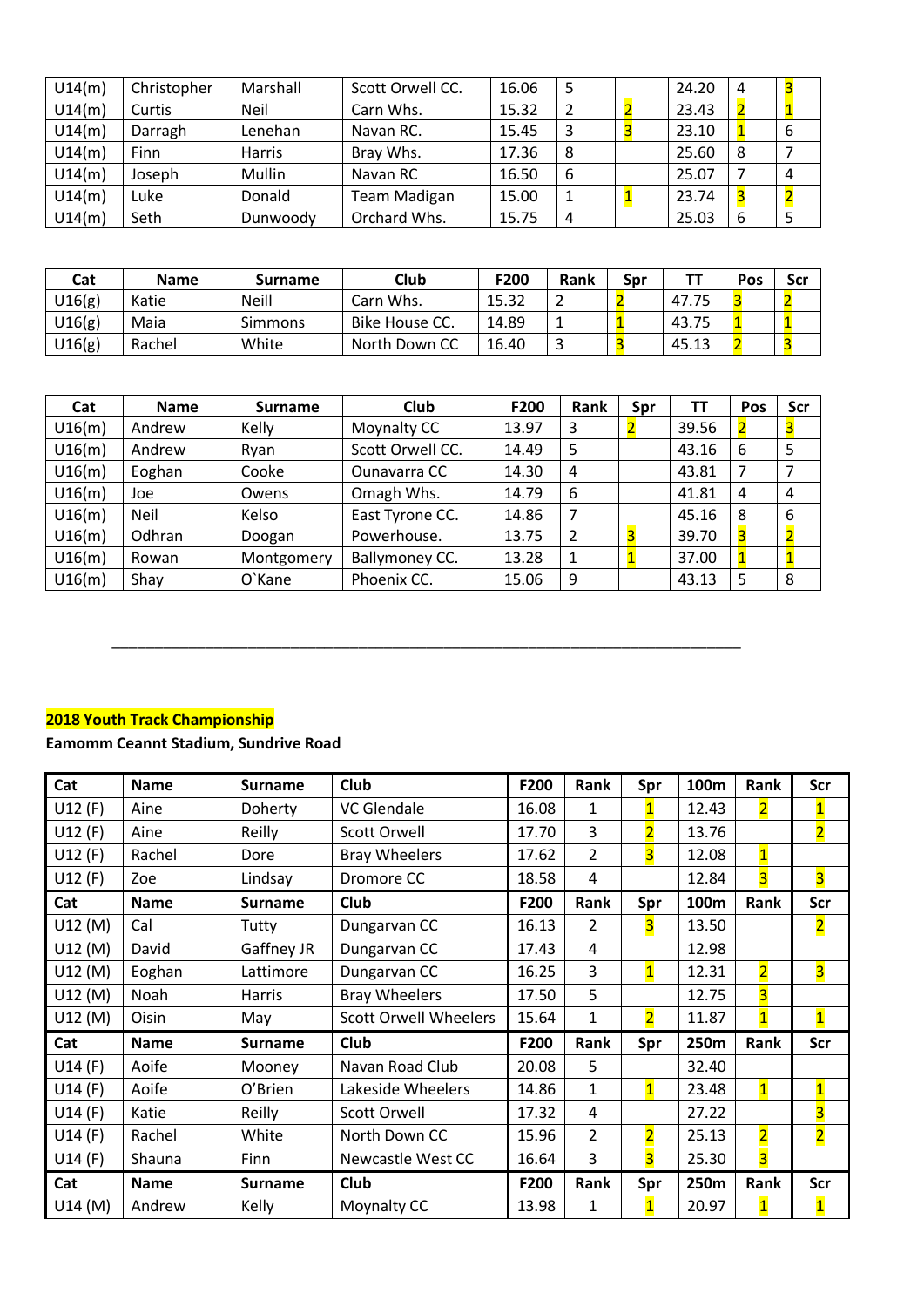| U14(m) | Christopher | Marshall | Scott Orwell CC. | 16.06 | 5 | | 24.20 | 4 | 3 |
|---|---|---|---|---|---|---|---|---|---|
| U14(m) | Curtis | Neil | Carn Whs. | 15.32 | 2 | 2 | 23.43 | 2 | 1 |
| U14(m) | Darragh | Lenehan | Navan RC. | 15.45 | 3 | 3 | 23.10 | 1 | 6 |
| U14(m) | Finn | Harris | Bray Whs. | 17.36 | 8 | | 25.60 | 8 | 7 |
| U14(m) | Joseph | Mullin | Navan RC | 16.50 | 6 | | 25.07 | 7 | 4 |
| U14(m) | Luke | Donald | Team Madigan | 15.00 | 1 | 1 | 23.74 | 3 | 2 |
| U14(m) | Seth | Dunwoody | Orchard Whs. | 15.75 | 4 | | 25.03 | 6 | 5 |

| Cat | Name | Surname | Club | F200 | Rank | Spr | TT | Pos | Scr |
|---|---|---|---|---|---|---|---|---|---|
| U16(g) | Katie | Neill | Carn Whs. | 15.32 | 2 | 2 | 47.75 | 3 | 2 |
| U16(g) | Maia | Simmons | Bike House CC. | 14.89 | 1 | 1 | 43.75 | 1 | 1 |
| U16(g) | Rachel | White | North Down CC | 16.40 | 3 | 3 | 45.13 | 2 | 3 |

| Cat | Name | Surname | Club | F200 | Rank | Spr | TT | Pos | Scr |
|---|---|---|---|---|---|---|---|---|---|
| U16(m) | Andrew | Kelly | Moynalty CC | 13.97 | 3 | 2 | 39.56 | 2 | 3 |
| U16(m) | Andrew | Ryan | Scott Orwell CC. | 14.49 | 5 | | 43.16 | 6 | 5 |
| U16(m) | Eoghan | Cooke | Ounavarra CC | 14.30 | 4 | | 43.81 | 7 | 7 |
| U16(m) | Joe | Owens | Omagh Whs. | 14.79 | 6 | | 41.81 | 4 | 4 |
| U16(m) | Neil | Kelso | East Tyrone CC. | 14.86 | 7 | | 45.16 | 8 | 6 |
| U16(m) | Odhran | Doogan | Powerhouse. | 13.75 | 2 | 3 | 39.70 | 3 | 2 |
| U16(m) | Rowan | Montgomery | Ballymoney CC. | 13.28 | 1 | 1 | 37.00 | 1 | 1 |
| U16(m) | Shay | O`Kane | Phoenix CC. | 15.06 | 9 | | 43.13 | 5 | 8 |

---

**2018 Youth Track Championship**

**Eamomm Ceannt Stadium, Sundrive Road**

| Cat | Name | Surname | Club | F200 | Rank | Spr | 100m | Rank | Scr |
|---|---|---|---|---|---|---|---|---|---|
| U12 (F) | Aine | Doherty | VC Glendale | 16.08 | 1 | 1 | 12.43 | 2 | 1 |
| U12 (F) | Aine | Reilly | Scott Orwell | 17.70 | 3 | 2 | 13.76 | | 2 |
| U12 (F) | Rachel | Dore | Bray Wheelers | 17.62 | 2 | 3 | 12.08 | 1 | |
| U12 (F) | Zoe | Lindsay | Dromore CC | 18.58 | 4 | | 12.84 | 3 | 3 |
| **Cat** | **Name** | **Surname** | **Club** | **F200** | **Rank** | **Spr** | **100m** | **Rank** | **Scr** |
| U12 (M) | Cal | Tutty | Dungarvan CC | 16.13 | 2 | 3 | 13.50 | | 2 |
| U12 (M) | David | Gaffney JR | Dungarvan CC | 17.43 | 4 | | 12.98 | | |
| U12 (M) | Eoghan | Lattimore | Dungarvan CC | 16.25 | 3 | 1 | 12.31 | 2 | 3 |
| U12 (M) | Noah | Harris | Bray Wheelers | 17.50 | 5 | | 12.75 | 3 | |
| U12 (M) | Oisin | May | Scott Orwell Wheelers | 15.64 | 1 | 2 | 11.87 | 1 | 1 |
| **Cat** | **Name** | **Surname** | **Club** | **F200** | **Rank** | **Spr** | **250m** | **Rank** | **Scr** |
| U14 (F) | Aoife | Mooney | Navan Road Club | 20.08 | 5 | | 32.40 | | |
| U14 (F) | Aoife | O'Brien | Lakeside Wheelers | 14.86 | 1 | 1 | 23.48 | 1 | 1 |
| U14 (F) | Katie | Reilly | Scott Orwell | 17.32 | 4 | | 27.22 | | 3 |
| U14 (F) | Rachel | White | North Down CC | 15.96 | 2 | 2 | 25.13 | 2 | 2 |
| U14 (F) | Shauna | Finn | Newcastle West CC | 16.64 | 3 | 3 | 25.30 | 3 | |
| **Cat** | **Name** | **Surname** | **Club** | **F200** | **Rank** | **Spr** | **250m** | **Rank** | **Scr** |
| U14 (M) | Andrew | Kelly | Moynalty CC | 13.98 | 1 | 1 | 20.97 | 1 | 1 |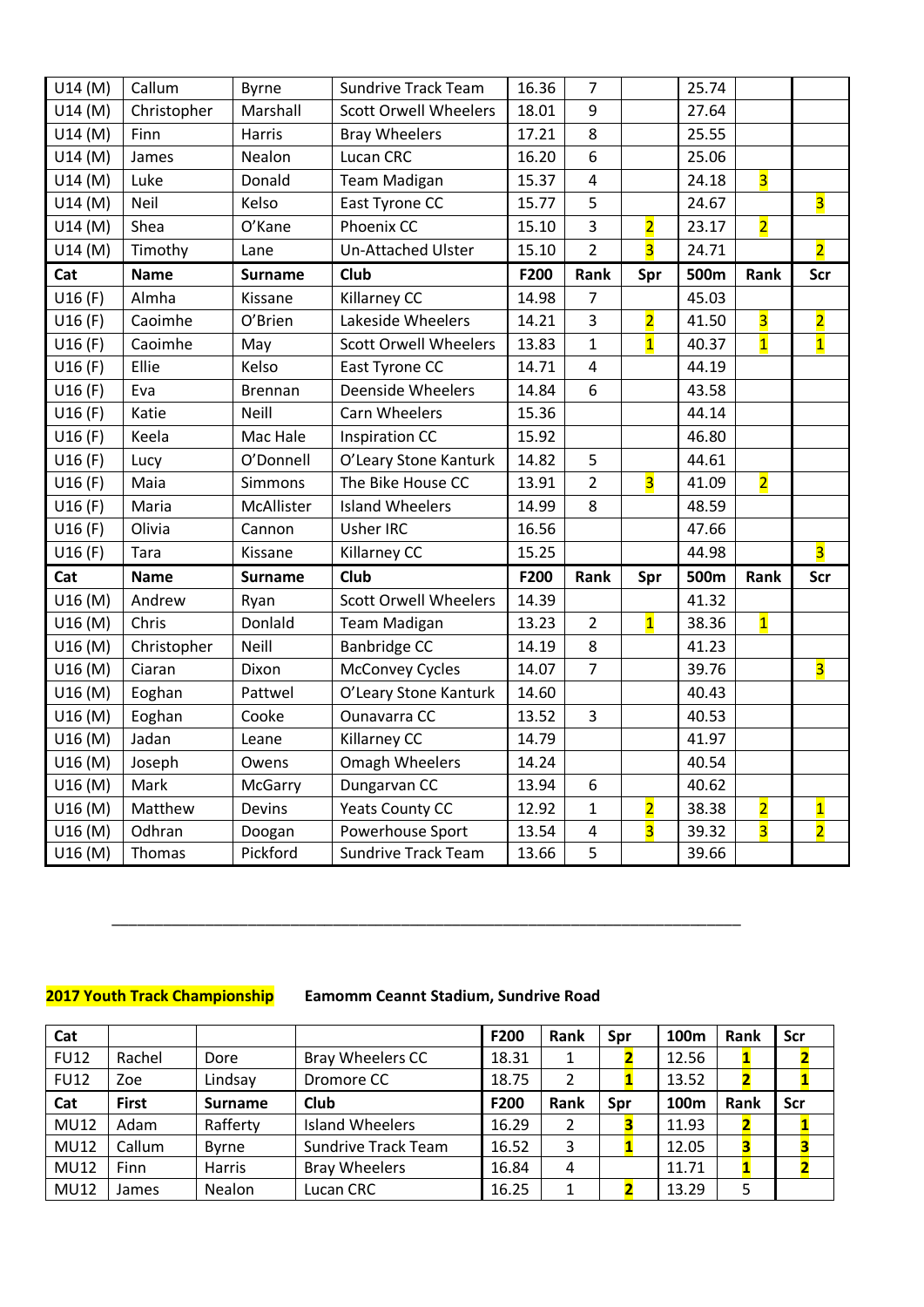| U14 (M) | Callum | Byrne | Sundrive Track Team | 16.36 | 7 | | 25.74 | | |
|---|---|---|---|---|---|---|---|---|---|
| U14 (M) | Christopher | Marshall | Scott Orwell Wheelers | 18.01 | 9 | | 27.64 | | |
| U14 (M) | Finn | Harris | Bray Wheelers | 17.21 | 8 | | 25.55 | | |
| U14 (M) | James | Nealon | Lucan CRC | 16.20 | 6 | | 25.06 | | |
| U14 (M) | Luke | Donald | Team Madigan | 15.37 | 4 | | 24.18 | 3 | |
| U14 (M) | Neil | Kelso | East Tyrone CC | 15.77 | 5 | | 24.67 | | 3 |
| U14 (M) | Shea | O'Kane | Phoenix CC | 15.10 | 3 | 2 | 23.17 | 2 | |
| U14 (M) | Timothy | Lane | Un-Attached Ulster | 15.10 | 2 | 3 | 24.71 | | 2 |
| **Cat** | **Name** | **Surname** | **Club** | **F200** | **Rank** | **Spr** | **500m** | **Rank** | **Scr** |
| U16 (F) | Almha | Kissane | Killarney CC | 14.98 | 7 | | 45.03 | | |
| U16 (F) | Caoimhe | O'Brien | Lakeside Wheelers | 14.21 | 3 | 2 | 41.50 | 3 | 2 |
| U16 (F) | Caoimhe | May | Scott Orwell Wheelers | 13.83 | 1 | 1 | 40.37 | 1 | 1 |
| U16 (F) | Ellie | Kelso | East Tyrone CC | 14.71 | 4 | | 44.19 | | |
| U16 (F) | Eva | Brennan | Deenside Wheelers | 14.84 | 6 | | 43.58 | | |
| U16 (F) | Katie | Neill | Carn Wheelers | 15.36 | | | 44.14 | | |
| U16 (F) | Keela | Mac Hale | Inspiration CC | 15.92 | | | 46.80 | | |
| U16 (F) | Lucy | O'Donnell | O'Leary Stone Kanturk | 14.82 | 5 | | 44.61 | | |
| U16 (F) | Maia | Simmons | The Bike House CC | 13.91 | 2 | 3 | 41.09 | 2 | |
| U16 (F) | Maria | McAllister | Island Wheelers | 14.99 | 8 | | 48.59 | | |
| U16 (F) | Olivia | Cannon | Usher IRC | 16.56 | | | 47.66 | | |
| U16 (F) | Tara | Kissane | Killarney CC | 15.25 | | | 44.98 | | 3 |
| **Cat** | **Name** | **Surname** | **Club** | **F200** | **Rank** | **Spr** | **500m** | **Rank** | **Scr** |
| U16 (M) | Andrew | Ryan | Scott Orwell Wheelers | 14.39 | | | 41.32 | | |
| U16 (M) | Chris | Donlald | Team Madigan | 13.23 | 2 | 1 | 38.36 | 1 | |
| U16 (M) | Christopher | Neill | Banbridge CC | 14.19 | 8 | | 41.23 | | |
| U16 (M) | Ciaran | Dixon | McConvey Cycles | 14.07 | 7 | | 39.76 | | 3 |
| U16 (M) | Eoghan | Pattwel | O'Leary Stone Kanturk | 14.60 | | | 40.43 | | |
| U16 (M) | Eoghan | Cooke | Ounavarra CC | 13.52 | 3 | | 40.53 | | |
| U16 (M) | Jadan | Leane | Killarney CC | 14.79 | | | 41.97 | | |
| U16 (M) | Joseph | Owens | Omagh Wheelers | 14.24 | | | 40.54 | | |
| U16 (M) | Mark | McGarry | Dungarvan CC | 13.94 | 6 | | 40.62 | | |
| U16 (M) | Matthew | Devins | Yeats County CC | 12.92 | 1 | 2 | 38.38 | 2 | 1 |
| U16 (M) | Odhran | Doogan | Powerhouse Sport | 13.54 | 4 | 3 | 39.32 | 3 | 2 |
| U16 (M) | Thomas | Pickford | Sundrive Track Team | 13.66 | 5 | | 39.66 | | |

---

**2017 Youth Track Championship** **Eamomm Ceannt Stadium, Sundrive Road**

| Cat | | | | F200 | Rank | Spr | 100m | Rank | Scr |
|---|---|---|---|---|---|---|---|---|---|
| FU12 | Rachel | Dore | Bray Wheelers CC | 18.31 | 1 | 2 | 12.56 | 1 | 2 |
| FU12 | Zoe | Lindsay | Dromore CC | 18.75 | 2 | 1 | 13.52 | 2 | 1 |
| **Cat** | **First** | **Surname** | **Club** | **F200** | **Rank** | **Spr** | **100m** | **Rank** | **Scr** |
| MU12 | Adam | Rafferty | Island Wheelers | 16.29 | 2 | 3 | 11.93 | 2 | 1 |
| MU12 | Callum | Byrne | Sundrive Track Team | 16.52 | 3 | 1 | 12.05 | 3 | 3 |
| MU12 | Finn | Harris | Bray Wheelers | 16.84 | 4 | | 11.71 | 1 | 2 |
| MU12 | James | Nealon | Lucan CRC | 16.25 | 1 | 2 | 13.29 | 5 | |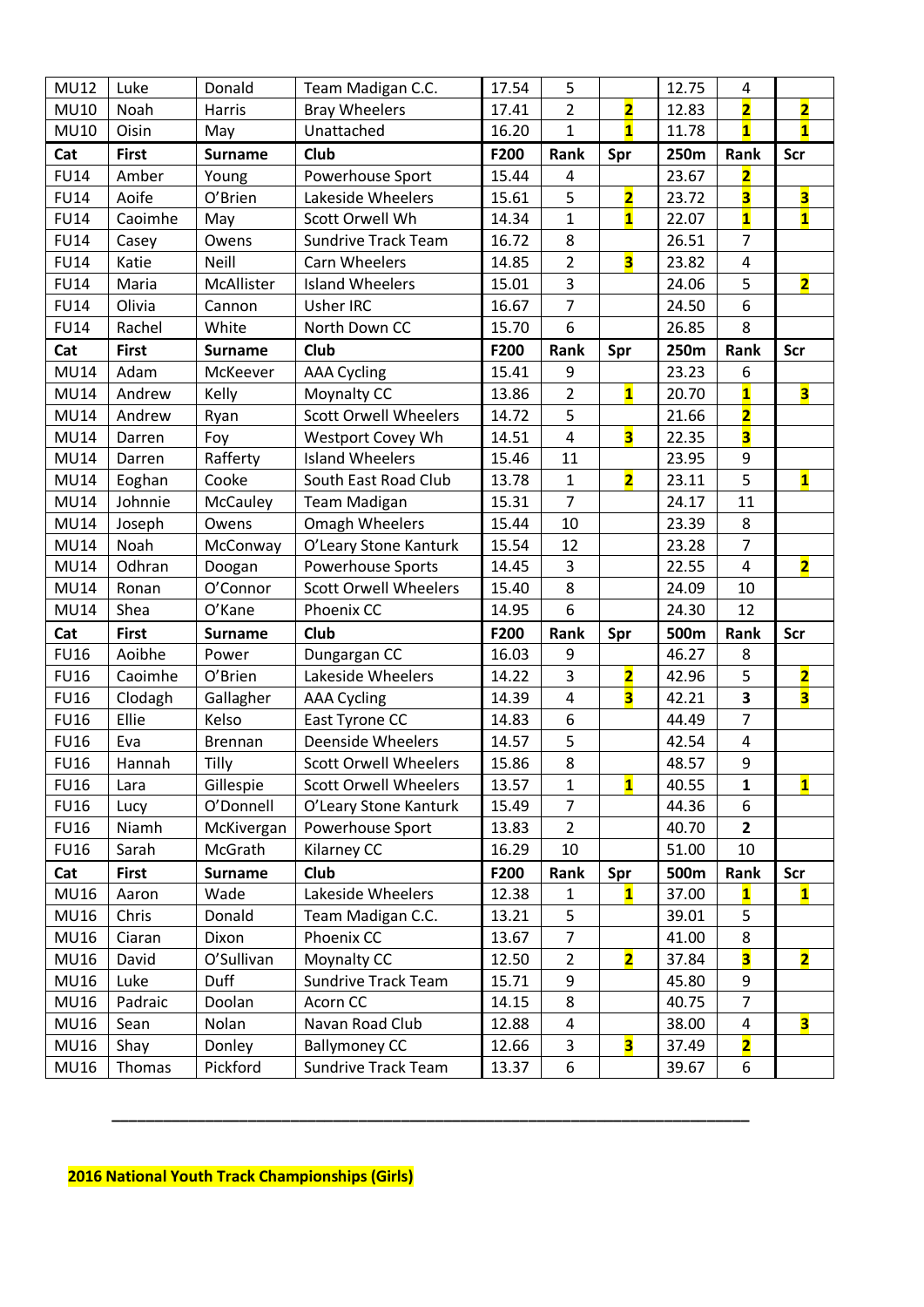| MU12 | Luke | Donald | Team Madigan C.C. | 17.54 | 5 | | 12.75 | 4 | |
|---|---|---|---|---|---|---|---|---|---|
| MU10 | Noah | Harris | Bray Wheelers | 17.41 | 2 | 2 | 12.83 | 2 | 2 |
| MU10 | Oisin | May | Unattached | 16.20 | 1 | 1 | 11.78 | 1 | 1 |
| **Cat** | **First** | **Surname** | **Club** | **F200** | **Rank** | **Spr** | **250m** | **Rank** | **Scr** |
| FU14 | Amber | Young | Powerhouse Sport | 15.44 | 4 | | 23.67 | 2 | |
| FU14 | Aoife | O'Brien | Lakeside Wheelers | 15.61 | 5 | 2 | 23.72 | 3 | 3 |
| FU14 | Caoimhe | May | Scott Orwell Wh | 14.34 | 1 | 1 | 22.07 | 1 | 1 |
| FU14 | Casey | Owens | Sundrive Track Team | 16.72 | 8 | | 26.51 | 7 | |
| FU14 | Katie | Neill | Carn Wheelers | 14.85 | 2 | 3 | 23.82 | 4 | |
| FU14 | Maria | McAllister | Island Wheelers | 15.01 | 3 | | 24.06 | 5 | 2 |
| FU14 | Olivia | Cannon | Usher IRC | 16.67 | 7 | | 24.50 | 6 | |
| FU14 | Rachel | White | North Down CC | 15.70 | 6 | | 26.85 | 8 | |
| **Cat** | **First** | **Surname** | **Club** | **F200** | **Rank** | **Spr** | **250m** | **Rank** | **Scr** |
| MU14 | Adam | McKeever | AAA Cycling | 15.41 | 9 | | 23.23 | 6 | |
| MU14 | Andrew | Kelly | Moynalty CC | 13.86 | 2 | 1 | 20.70 | 1 | 3 |
| MU14 | Andrew | Ryan | Scott Orwell Wheelers | 14.72 | 5 | | 21.66 | 2 | |
| MU14 | Darren | Foy | Westport Covey Wh | 14.51 | 4 | 3 | 22.35 | 3 | |
| MU14 | Darren | Rafferty | Island Wheelers | 15.46 | 11 | | 23.95 | 9 | |
| MU14 | Eoghan | Cooke | South East Road Club | 13.78 | 1 | 2 | 23.11 | 5 | 1 |
| MU14 | Johnnie | McCauley | Team Madigan | 15.31 | 7 | | 24.17 | 11 | |
| MU14 | Joseph | Owens | Omagh Wheelers | 15.44 | 10 | | 23.39 | 8 | |
| MU14 | Noah | McConway | O'Leary Stone Kanturk | 15.54 | 12 | | 23.28 | 7 | |
| MU14 | Odhran | Doogan | Powerhouse Sports | 14.45 | 3 | | 22.55 | 4 | 2 |
| MU14 | Ronan | O'Connor | Scott Orwell Wheelers | 15.40 | 8 | | 24.09 | 10 | |
| MU14 | Shea | O'Kane | Phoenix CC | 14.95 | 6 | | 24.30 | 12 | |
| **Cat** | **First** | **Surname** | **Club** | **F200** | **Rank** | **Spr** | **500m** | **Rank** | **Scr** |
| FU16 | Aoibhe | Power | Dungargan CC | 16.03 | 9 | | 46.27 | 8 | |
| FU16 | Caoimhe | O'Brien | Lakeside Wheelers | 14.22 | 3 | 2 | 42.96 | 5 | 2 |
| FU16 | Clodagh | Gallagher | AAA Cycling | 14.39 | 4 | 3 | 42.21 | **3** | 3 |
| FU16 | Ellie | Kelso | East Tyrone CC | 14.83 | 6 | | 44.49 | 7 | |
| FU16 | Eva | Brennan | Deenside Wheelers | 14.57 | 5 | | 42.54 | 4 | |
| FU16 | Hannah | Tilly | Scott Orwell Wheelers | 15.86 | 8 | | 48.57 | 9 | |
| FU16 | Lara | Gillespie | Scott Orwell Wheelers | 13.57 | 1 | 1 | 40.55 | **1** | 1 |
| FU16 | Lucy | O'Donnell | O'Leary Stone Kanturk | 15.49 | 7 | | 44.36 | 6 | |
| FU16 | Niamh | McKivergan | Powerhouse Sport | 13.83 | 2 | | 40.70 | **2** | |
| FU16 | Sarah | McGrath | Kilarney CC | 16.29 | 10 | | 51.00 | 10 | |
| **Cat** | **First** | **Surname** | **Club** | **F200** | **Rank** | **Spr** | **500m** | **Rank** | **Scr** |
| MU16 | Aaron | Wade | Lakeside Wheelers | 12.38 | 1 | 1 | 37.00 | 1 | 1 |
| MU16 | Chris | Donald | Team Madigan C.C. | 13.21 | 5 | | 39.01 | 5 | |
| MU16 | Ciaran | Dixon | Phoenix CC | 13.67 | 7 | | 41.00 | 8 | |
| MU16 | David | O'Sullivan | Moynalty CC | 12.50 | 2 | 2 | 37.84 | 3 | 2 |
| MU16 | Luke | Duff | Sundrive Track Team | 15.71 | 9 | | 45.80 | 9 | |
| MU16 | Padraic | Doolan | Acorn CC | 14.15 | 8 | | 40.75 | 7 | |
| MU16 | Sean | Nolan | Navan Road Club | 12.88 | 4 | | 38.00 | 4 | 3 |
| MU16 | Shay | Donley | Ballymoney CC | 12.66 | 3 | 3 | 37.49 | 2 | |
| MU16 | Thomas | Pickford | Sundrive Track Team | 13.37 | 6 | | 39.67 | 6 | |

---

**2016 National Youth Track Championships (Girls)**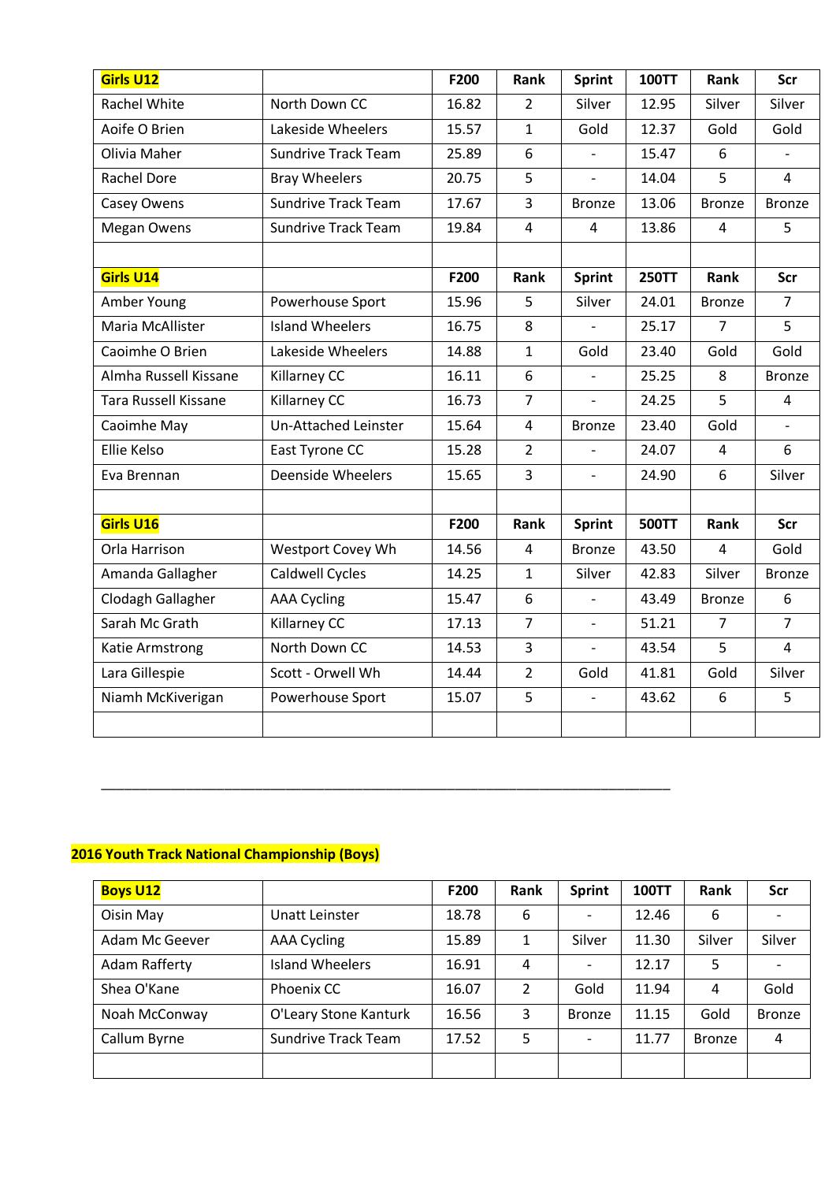| Girls U12 | | F200 | Rank | Sprint | 100TT | Rank | Scr |
|---|---|---|---|---|---|---|---|
| Rachel White | North Down CC | 16.82 | 2 | Silver | 12.95 | Silver | Silver |
| Aoife O Brien | Lakeside Wheelers | 15.57 | 1 | Gold | 12.37 | Gold | Gold |
| Olivia Maher | Sundrive Track Team | 25.89 | 6 | - | 15.47 | 6 | - |
| Rachel Dore | Bray Wheelers | 20.75 | 5 | - | 14.04 | 5 | 4 |
| Casey Owens | Sundrive Track Team | 17.67 | 3 | Bronze | 13.06 | Bronze | Bronze |
| Megan Owens | Sundrive Track Team | 19.84 | 4 | 4 | 13.86 | 4 | 5 |
| | | | | | | | |
| **Girls U14** | | **F200** | **Rank** | **Sprint** | **250TT** | **Rank** | **Scr** |
| Amber Young | Powerhouse Sport | 15.96 | 5 | Silver | 24.01 | Bronze | 7 |
| Maria McAllister | Island Wheelers | 16.75 | 8 | - | 25.17 | 7 | 5 |
| Caoimhe O Brien | Lakeside Wheelers | 14.88 | 1 | Gold | 23.40 | Gold | Gold |
| Almha Russell Kissane | Killarney CC | 16.11 | 6 | - | 25.25 | 8 | Bronze |
| Tara Russell Kissane | Killarney CC | 16.73 | 7 | - | 24.25 | 5 | 4 |
| Caoimhe May | Un-Attached Leinster | 15.64 | 4 | Bronze | 23.40 | Gold | - |
| Ellie Kelso | East Tyrone CC | 15.28 | 2 | - | 24.07 | 4 | 6 |
| Eva Brennan | Deenside Wheelers | 15.65 | 3 | - | 24.90 | 6 | Silver |
| | | | | | | | |
| **Girls U16** | | **F200** | **Rank** | **Sprint** | **500TT** | **Rank** | **Scr** |
| Orla Harrison | Westport Covey Wh | 14.56 | 4 | Bronze | 43.50 | 4 | Gold |
| Amanda Gallagher | Caldwell Cycles | 14.25 | 1 | Silver | 42.83 | Silver | Bronze |
| Clodagh Gallagher | AAA Cycling | 15.47 | 6 | - | 43.49 | Bronze | 6 |
| Sarah Mc Grath | Killarney CC | 17.13 | 7 | - | 51.21 | 7 | 7 |
| Katie Armstrong | North Down CC | 14.53 | 3 | - | 43.54 | 5 | 4 |
| Lara Gillespie | Scott - Orwell Wh | 14.44 | 2 | Gold | 41.81 | Gold | Silver |
| Niamh McKiverigan | Powerhouse Sport | 15.07 | 5 | - | 43.62 | 6 | 5 |
| | | | | | | | |

---

## 2016 Youth Track National Championship (Boys)

| Boys U12 | | F200 | Rank | Sprint | 100TT | Rank | Scr |
|---|---|---|---|---|---|---|---|
| Oisin May | Unatt Leinster | 18.78 | 6 | - | 12.46 | 6 | - |
| Adam Mc Geever | AAA Cycling | 15.89 | 1 | Silver | 11.30 | Silver | Silver |
| Adam Rafferty | Island Wheelers | 16.91 | 4 | - | 12.17 | 5 | - |
| Shea O'Kane | Phoenix CC | 16.07 | 2 | Gold | 11.94 | 4 | Gold |
| Noah McConway | O'Leary Stone Kanturk | 16.56 | 3 | Bronze | 11.15 | Gold | Bronze |
| Callum Byrne | Sundrive Track Team | 17.52 | 5 | - | 11.77 | Bronze | 4 |
| | | | | | | | |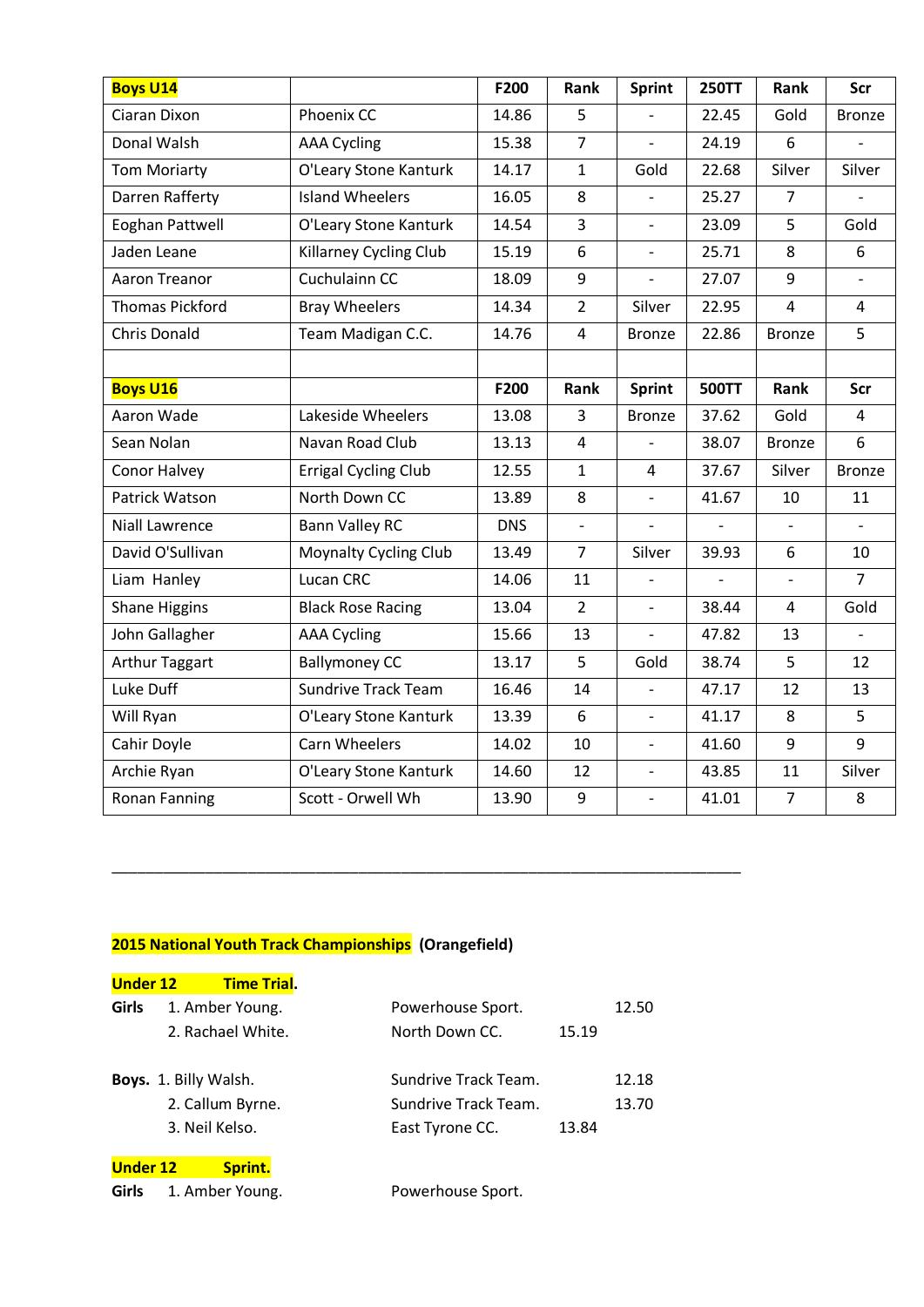| **Boys U14** | | F200 | Rank | Sprint | 250TT | Rank | Scr |
|---|---|---|---|---|---|---|---|
| Ciaran Dixon | Phoenix CC | 14.86 | 5 | - | 22.45 | Gold | Bronze |
| Donal Walsh | AAA Cycling | 15.38 | 7 | - | 24.19 | 6 | - |
| Tom Moriarty | O'Leary Stone Kanturk | 14.17 | 1 | Gold | 22.68 | Silver | Silver |
| Darren Rafferty | Island Wheelers | 16.05 | 8 | - | 25.27 | 7 | - |
| Eoghan Pattwell | O'Leary Stone Kanturk | 14.54 | 3 | - | 23.09 | 5 | Gold |
| Jaden Leane | Killarney Cycling Club | 15.19 | 6 | - | 25.71 | 8 | 6 |
| Aaron Treanor | Cuchulainn CC | 18.09 | 9 | - | 27.07 | 9 | - |
| Thomas Pickford | Bray Wheelers | 14.34 | 2 | Silver | 22.95 | 4 | 4 |
| Chris Donald | Team Madigan C.C. | 14.76 | 4 | Bronze | 22.86 | Bronze | 5 |
| | | | | | | | |
| **Boys U16** | | F200 | Rank | Sprint | 500TT | Rank | Scr |
| Aaron Wade | Lakeside Wheelers | 13.08 | 3 | Bronze | 37.62 | Gold | 4 |
| Sean Nolan | Navan Road Club | 13.13 | 4 | - | 38.07 | Bronze | 6 |
| Conor Halvey | Errigal Cycling Club | 12.55 | 1 | 4 | 37.67 | Silver | Bronze |
| Patrick Watson | North Down CC | 13.89 | 8 | - | 41.67 | 10 | 11 |
| Niall Lawrence | Bann Valley RC | DNS | - | - | - | - | - |
| David O'Sullivan | Moynalty Cycling Club | 13.49 | 7 | Silver | 39.93 | 6 | 10 |
| Liam Hanley | Lucan CRC | 14.06 | 11 | - | - | - | 7 |
| Shane Higgins | Black Rose Racing | 13.04 | 2 | - | 38.44 | 4 | Gold |
| John Gallagher | AAA Cycling | 15.66 | 13 | - | 47.82 | 13 | - |
| Arthur Taggart | Ballymoney CC | 13.17 | 5 | Gold | 38.74 | 5 | 12 |
| Luke Duff | Sundrive Track Team | 16.46 | 14 | - | 47.17 | 12 | 13 |
| Will Ryan | O'Leary Stone Kanturk | 13.39 | 6 | - | 41.17 | 8 | 5 |
| Cahir Doyle | Carn Wheelers | 14.02 | 10 | - | 41.60 | 9 | 9 |
| Archie Ryan | O'Leary Stone Kanturk | 14.60 | 12 | - | 43.85 | 11 | Silver |
| Ronan Fanning | Scott - Orwell Wh | 13.90 | 9 | - | 41.01 | 7 | 8 |

---

**2015 National Youth Track Championships** **(Orangefield)**

**Under 12 Time Trial.**

**Girls** 1. Amber Young. Powerhouse Sport. 12.50
2. Rachael White. North Down CC. 15.19

**Boys.** 1. Billy Walsh. Sundrive Track Team. 12.18
2. Callum Byrne. Sundrive Track Team. 13.70
3. Neil Kelso. East Tyrone CC. 13.84

**Under 12 Sprint.**

**Girls** 1. Amber Young. Powerhouse Sport.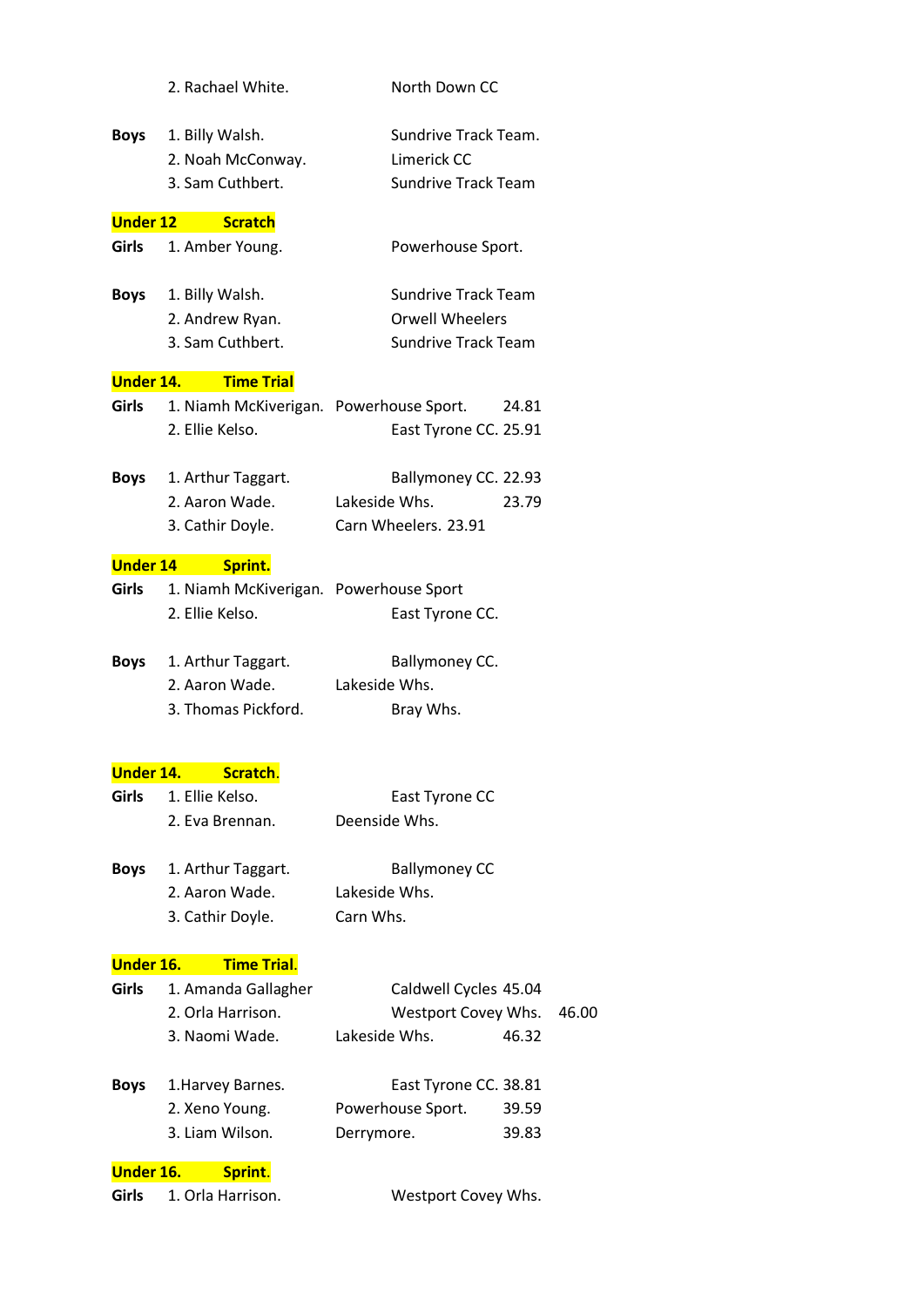| | | | | |
|---|---|---|---|---|
| | 2. Rachael White. | North Down CC | | |
| | | | | |
| **Boys** | 1. Billy Walsh. | Sundrive Track Team. | | |
| | 2. Noah McConway. | Limerick CC | | |
| | 3. Sam Cuthbert. | Sundrive Track Team | | |

**Under 12 Scratch**

| | | | | |
|---|---|---|---|---|
| **Girls** | 1. Amber Young. | Powerhouse Sport. | | |
| | | | | |
| **Boys** | 1. Billy Walsh. | Sundrive Track Team | | |
| | 2. Andrew Ryan. | Orwell Wheelers | | |
| | 3. Sam Cuthbert. | Sundrive Track Team | | |

**Under 14. Time Trial**

| | | | | |
|---|---|---|---|---|
| **Girls** | 1. Niamh McKiverigan. | Powerhouse Sport. | 24.81 | |
| | 2. Ellie Kelso. | East Tyrone CC. | 25.91 | |
| | | | | |
| **Boys** | 1. Arthur Taggart. | Ballymoney CC. | 22.93 | |
| | 2. Aaron Wade. | Lakeside Whs. | 23.79 | |
| | 3. Cathir Doyle. | Carn Wheelers. | 23.91 | |

**Under 14 Sprint.**

| | | | | |
|---|---|---|---|---|
| **Girls** | 1. Niamh McKiverigan. | Powerhouse Sport | | |
| | 2. Ellie Kelso. | East Tyrone CC. | | |
| | | | | |
| **Boys** | 1. Arthur Taggart. | Ballymoney CC. | | |
| | 2. Aaron Wade. | Lakeside Whs. | | |
| | 3. Thomas Pickford. | Bray Whs. | | |

**Under 14. Scratch.**

| | | | | |
|---|---|---|---|---|
| **Girls** | 1. Ellie Kelso. | East Tyrone CC | | |
| | 2. Eva Brennan. | Deenside Whs. | | |
| | | | | |
| **Boys** | 1. Arthur Taggart. | Ballymoney CC | | |
| | 2. Aaron Wade. | Lakeside Whs. | | |
| | 3. Cathir Doyle. | Carn Whs. | | |

**Under 16. Time Trial.**

| | | | | |
|---|---|---|---|---|
| **Girls** | 1. Amanda Gallagher | Caldwell Cycles | 45.04 | |
| | 2. Orla Harrison. | Westport Covey Whs. | | 46.00 |
| | 3. Naomi Wade. | Lakeside Whs. | 46.32 | |
| | | | | |
| **Boys** | 1.Harvey Barnes. | East Tyrone CC. | 38.81 | |
| | 2. Xeno Young. | Powerhouse Sport. | 39.59 | |
| | 3. Liam Wilson. | Derrymore. | 39.83 | |

**Under 16. Sprint.**

| | | | | |
|---|---|---|---|---|
| **Girls** | 1. Orla Harrison. | Westport Covey Whs. | | |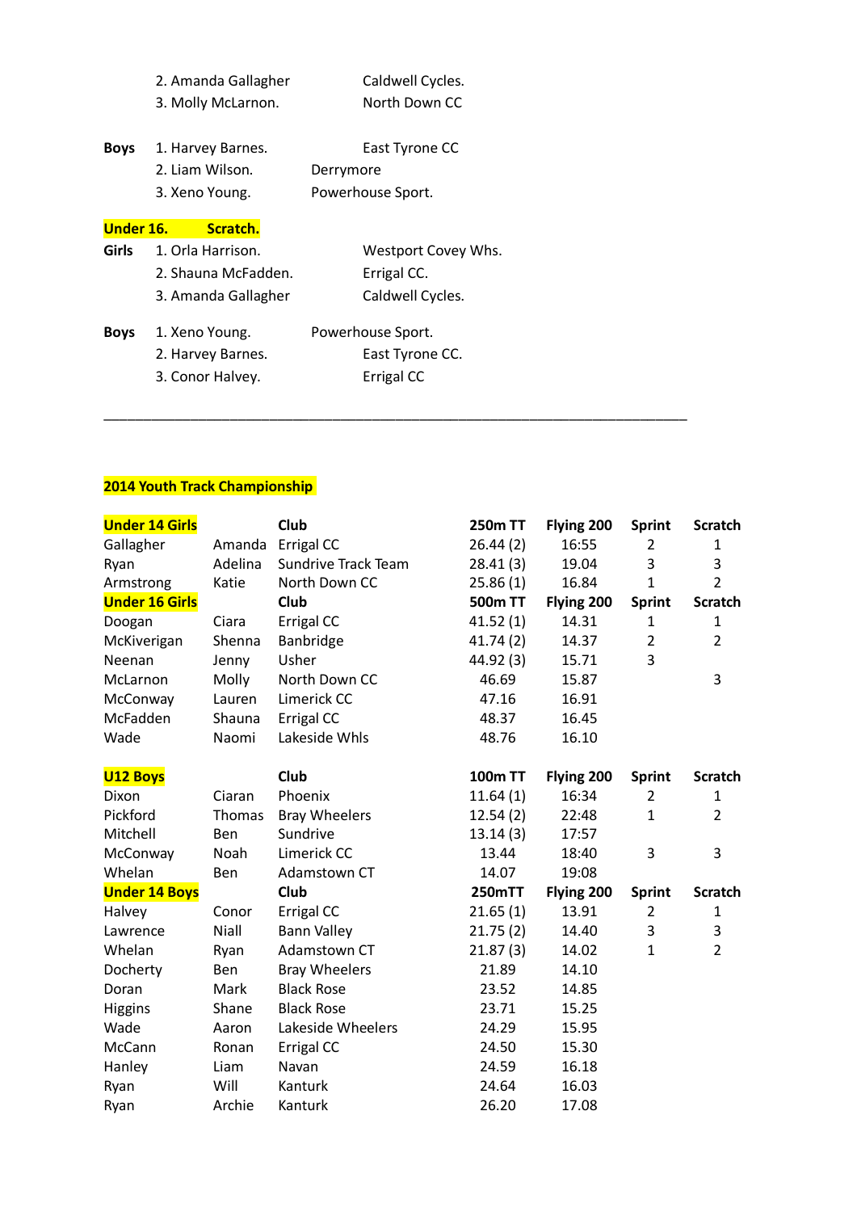2. Amanda Gallagher Caldwell Cycles.
3. Molly McLarnon. North Down CC

**Boys** 1. Harvey Barnes. East Tyrone CC
2. Liam Wilson. Derrymore
3. Xeno Young. Powerhouse Sport.

**Under 16. Scratch.**

**Girls** 1. Orla Harrison. Westport Covey Whs.
2. Shauna McFadden. Errigal CC.
3. Amanda Gallagher Caldwell Cycles.

**Boys** 1. Xeno Young. Powerhouse Sport.
2. Harvey Barnes. East Tyrone CC.
3. Conor Halvey. Errigal CC

---

**2014 Youth Track Championship**

| **Under 14 Girls** | | **Club** | **250m TT** | **Flying 200** | **Sprint** | **Scratch** |
|---|---|---|---|---|---|---|
| Gallagher | Amanda | Errigal CC | 26.44 (2) | 16:55 | 2 | 1 |
| Ryan | Adelina | Sundrive Track Team | 28.41 (3) | 19.04 | 3 | 3 |
| Armstrong | Katie | North Down CC | 25.86 (1) | 16.84 | 1 | 2 |
| **Under 16 Girls** | | **Club** | **500m TT** | **Flying 200** | **Sprint** | **Scratch** |
| Doogan | Ciara | Errigal CC | 41.52 (1) | 14.31 | 1 | 1 |
| McKiverigan | Shenna | Banbridge | 41.74 (2) | 14.37 | 2 | 2 |
| Neenan | Jenny | Usher | 44.92 (3) | 15.71 | 3 | |
| McLarnon | Molly | North Down CC | 46.69 | 15.87 | | 3 |
| McConway | Lauren | Limerick CC | 47.16 | 16.91 | | |
| McFadden | Shauna | Errigal CC | 48.37 | 16.45 | | |
| Wade | Naomi | Lakeside Whls | 48.76 | 16.10 | | |

| **U12 Boys** | | **Club** | **100m TT** | **Flying 200** | **Sprint** | **Scratch** |
|---|---|---|---|---|---|---|
| Dixon | Ciaran | Phoenix | 11.64 (1) | 16:34 | 2 | 1 |
| Pickford | Thomas | Bray Wheelers | 12.54 (2) | 22:48 | 1 | 2 |
| Mitchell | Ben | Sundrive | 13.14 (3) | 17:57 | | |
| McConway | Noah | Limerick CC | 13.44 | 18:40 | 3 | 3 |
| Whelan | Ben | Adamstown CT | 14.07 | 19:08 | | |
| **Under 14 Boys** | | **Club** | **250mTT** | **Flying 200** | **Sprint** | **Scratch** |
| Halvey | Conor | Errigal CC | 21.65 (1) | 13.91 | 2 | 1 |
| Lawrence | Niall | Bann Valley | 21.75 (2) | 14.40 | 3 | 3 |
| Whelan | Ryan | Adamstown CT | 21.87 (3) | 14.02 | 1 | 2 |
| Docherty | Ben | Bray Wheelers | 21.89 | 14.10 | | |
| Doran | Mark | Black Rose | 23.52 | 14.85 | | |
| Higgins | Shane | Black Rose | 23.71 | 15.25 | | |
| Wade | Aaron | Lakeside Wheelers | 24.29 | 15.95 | | |
| McCann | Ronan | Errigal CC | 24.50 | 15.30 | | |
| Hanley | Liam | Navan | 24.59 | 16.18 | | |
| Ryan | Will | Kanturk | 24.64 | 16.03 | | |
| Ryan | Archie | Kanturk | 26.20 | 17.08 | | |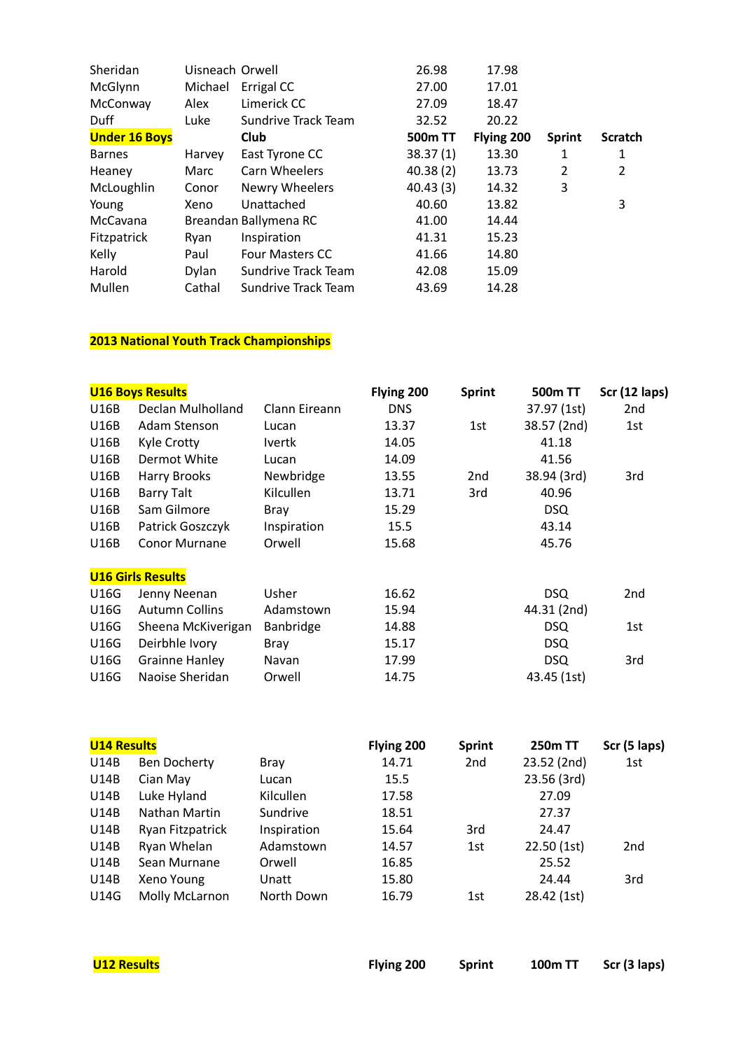| | | | | | | |
|---|---|---|---|---|---|---|
| Sheridan | Uisneach | Orwell | 26.98 | 17.98 | | |
| McGlynn | Michael | Errigal CC | 27.00 | 17.01 | | |
| McConway | Alex | Limerick CC | 27.09 | 18.47 | | |
| Duff | Luke | Sundrive Track Team | 32.52 | 20.22 | | |
| **Under 16 Boys** | | **Club** | **500m TT** | **Flying 200** | **Sprint** | **Scratch** |
| Barnes | Harvey | East Tyrone CC | 38.37 (1) | 13.30 | 1 | 1 |
| Heaney | Marc | Carn Wheelers | 40.38 (2) | 13.73 | 2 | 2 |
| McLoughlin | Conor | Newry Wheelers | 40.43 (3) | 14.32 | 3 | |
| Young | Xeno | Unattached | 40.60 | 13.82 | | 3 |
| McCavana | Breandan | Ballymena RC | 41.00 | 14.44 | | |
| Fitzpatrick | Ryan | Inspiration | 41.31 | 15.23 | | |
| Kelly | Paul | Four Masters CC | 41.66 | 14.80 | | |
| Harold | Dylan | Sundrive Track Team | 42.08 | 15.09 | | |
| Mullen | Cathal | Sundrive Track Team | 43.69 | 14.28 | | |

## 2013 National Youth Track Championships

| **U16 Boys Results** | | | **Flying 200** | **Sprint** | **500m TT** | **Scr (12 laps)** |
|---|---|---|---|---|---|---|
| U16B | Declan Mulholland | Clann Eireann | DNS | | 37.97 (1st) | 2nd |
| U16B | Adam Stenson | Lucan | 13.37 | 1st | 38.57 (2nd) | 1st |
| U16B | Kyle Crotty | Ivertk | 14.05 | | 41.18 | |
| U16B | Dermot White | Lucan | 14.09 | | 41.56 | |
| U16B | Harry Brooks | Newbridge | 13.55 | 2nd | 38.94 (3rd) | 3rd |
| U16B | Barry Talt | Kilcullen | 13.71 | 3rd | 40.96 | |
| U16B | Sam Gilmore | Bray | 15.29 | | DSQ | |
| U16B | Patrick Goszczyk | Inspiration | 15.5 | | 43.14 | |
| U16B | Conor Murnane | Orwell | 15.68 | | 45.76 | |

| **U16 Girls Results** | | | | | | |
|---|---|---|---|---|---|---|
| U16G | Jenny Neenan | Usher | 16.62 | | DSQ | 2nd |
| U16G | Autumn Collins | Adamstown | 15.94 | | 44.31 (2nd) | |
| U16G | Sheena McKiverigan | Banbridge | 14.88 | | DSQ | 1st |
| U16G | Deirbhle Ivory | Bray | 15.17 | | DSQ | |
| U16G | Grainne Hanley | Navan | 17.99 | | DSQ | 3rd |
| U16G | Naoise Sheridan | Orwell | 14.75 | | 43.45 (1st) | |

| **U14 Results** | | | **Flying 200** | **Sprint** | **250m TT** | **Scr (5 laps)** |
|---|---|---|---|---|---|---|
| U14B | Ben Docherty | Bray | 14.71 | 2nd | 23.52 (2nd) | 1st |
| U14B | Cian May | Lucan | 15.5 | | 23.56 (3rd) | |
| U14B | Luke Hyland | Kilcullen | 17.58 | | 27.09 | |
| U14B | Nathan Martin | Sundrive | 18.51 | | 27.37 | |
| U14B | Ryan Fitzpatrick | Inspiration | 15.64 | 3rd | 24.47 | |
| U14B | Ryan Whelan | Adamstown | 14.57 | 1st | 22.50 (1st) | 2nd |
| U14B | Sean Murnane | Orwell | 16.85 | | 25.52 | |
| U14B | Xeno Young | Unatt | 15.80 | | 24.44 | 3rd |
| U14G | Molly McLarnon | North Down | 16.79 | 1st | 28.42 (1st) | |

| **U12 Results** | | | **Flying 200** | **Sprint** | **100m TT** | **Scr (3 laps)** |
|---|---|---|---|---|---|---|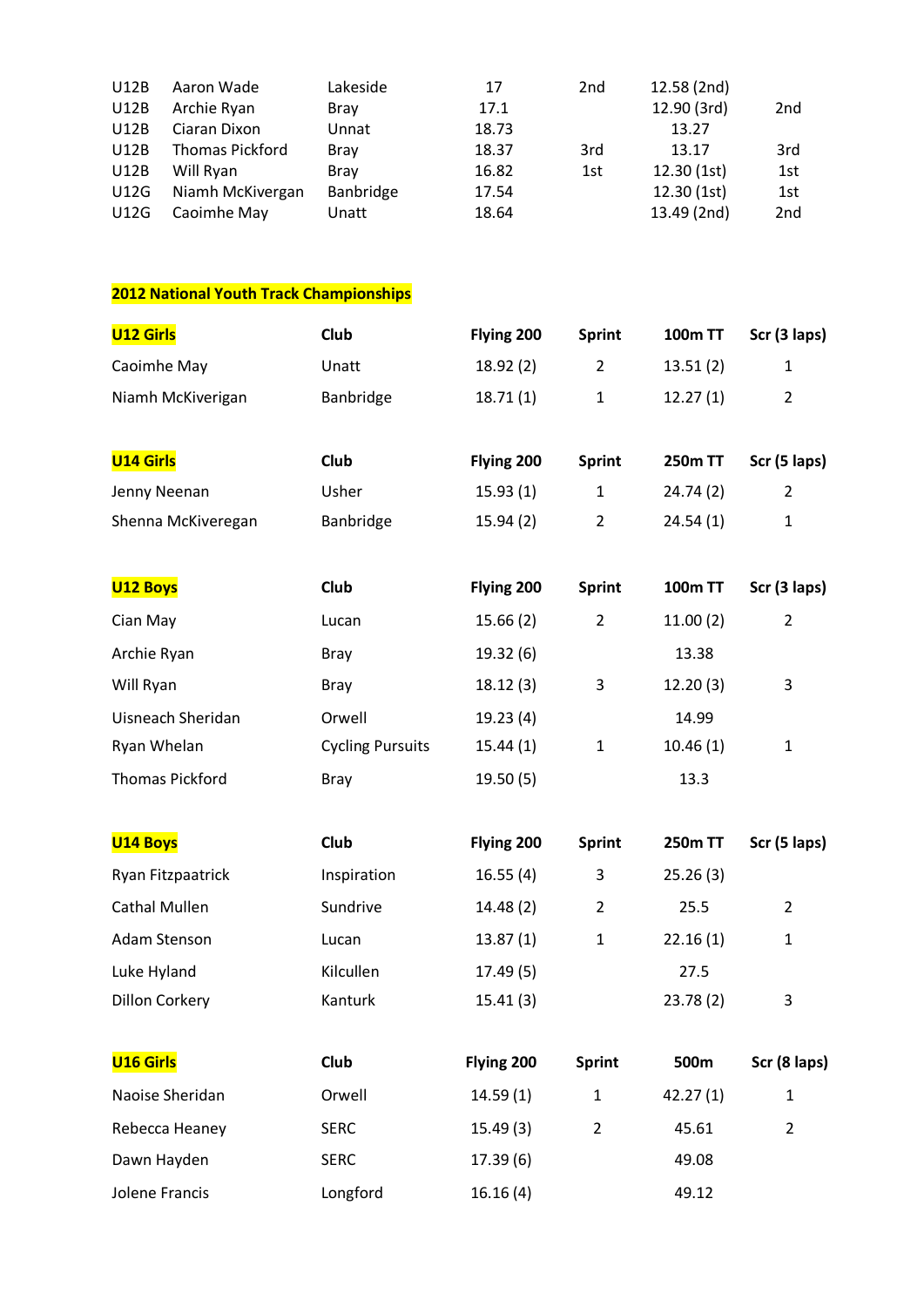| | | | | | | |
|---|---|---|---|---|---|---|
| U12B | Aaron Wade | Lakeside | 17 | 2nd | 12.58 (2nd) | |
| U12B | Archie Ryan | Bray | 17.1 | | 12.90 (3rd) | 2nd |
| U12B | Ciaran Dixon | Unnat | 18.73 | | 13.27 | |
| U12B | Thomas Pickford | Bray | 18.37 | 3rd | 13.17 | 3rd |
| U12B | Will Ryan | Bray | 16.82 | 1st | 12.30 (1st) | 1st |
| U12G | Niamh McKivergan | Banbridge | 17.54 | | 12.30 (1st) | 1st |
| U12G | Caoimhe May | Unatt | 18.64 | | 13.49 (2nd) | 2nd |

**2012 National Youth Track Championships**

| **U12 Girls** | **Club** | **Flying 200** | **Sprint** | **100m TT** | **Scr (3 laps)** |
|---|---|---|---|---|---|
| Caoimhe May | Unatt | 18.92 (2) | 2 | 13.51 (2) | 1 |
| Niamh McKiverigan | Banbridge | 18.71 (1) | 1 | 12.27 (1) | 2 |

| **U14 Girls** | **Club** | **Flying 200** | **Sprint** | **250m TT** | **Scr (5 laps)** |
|---|---|---|---|---|---|
| Jenny Neenan | Usher | 15.93 (1) | 1 | 24.74 (2) | 2 |
| Shenna McKiveregan | Banbridge | 15.94 (2) | 2 | 24.54 (1) | 1 |

| **U12 Boys** | **Club** | **Flying 200** | **Sprint** | **100m TT** | **Scr (3 laps)** |
|---|---|---|---|---|---|
| Cian May | Lucan | 15.66 (2) | 2 | 11.00 (2) | 2 |
| Archie Ryan | Bray | 19.32 (6) | | 13.38 | |
| Will Ryan | Bray | 18.12 (3) | 3 | 12.20 (3) | 3 |
| Uisneach Sheridan | Orwell | 19.23 (4) | | 14.99 | |
| Ryan Whelan | Cycling Pursuits | 15.44 (1) | 1 | 10.46 (1) | 1 |
| Thomas Pickford | Bray | 19.50 (5) | | 13.3 | |

| **U14 Boys** | **Club** | **Flying 200** | **Sprint** | **250m TT** | **Scr (5 laps)** |
|---|---|---|---|---|---|
| Ryan Fitzpaatrick | Inspiration | 16.55 (4) | 3 | 25.26 (3) | |
| Cathal Mullen | Sundrive | 14.48 (2) | 2 | 25.5 | 2 |
| Adam Stenson | Lucan | 13.87 (1) | 1 | 22.16 (1) | 1 |
| Luke Hyland | Kilcullen | 17.49 (5) | | 27.5 | |
| Dillon Corkery | Kanturk | 15.41 (3) | | 23.78 (2) | 3 |

| **U16 Girls** | **Club** | **Flying 200** | **Sprint** | **500m** | **Scr (8 laps)** |
|---|---|---|---|---|---|
| Naoise Sheridan | Orwell | 14.59 (1) | 1 | 42.27 (1) | 1 |
| Rebecca Heaney | SERC | 15.49 (3) | 2 | 45.61 | 2 |
| Dawn Hayden | SERC | 17.39 (6) | | 49.08 | |
| Jolene Francis | Longford | 16.16 (4) | | 49.12 | |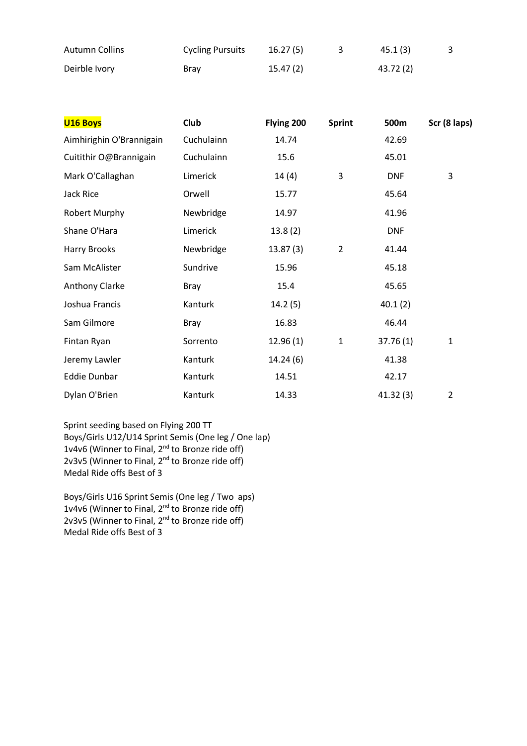| | | | | | |
|---|---|---|---|---|---|
| Autumn Collins | Cycling Pursuits | 16.27 (5) | 3 | 45.1 (3) | 3 |
| Deirble Ivory | Bray | 15.47 (2) | | 43.72 (2) | |

| U16 Boys | Club | Flying 200 | Sprint | 500m | Scr (8 laps) |
|---|---|---|---|---|---|
| Aimhirighin O'Brannigain | Cuchulainn | 14.74 | | 42.69 | |
| Cuitithir O@Brannigain | Cuchulainn | 15.6 | | 45.01 | |
| Mark O'Callaghan | Limerick | 14 (4) | 3 | DNF | 3 |
| Jack Rice | Orwell | 15.77 | | 45.64 | |
| Robert Murphy | Newbridge | 14.97 | | 41.96 | |
| Shane O'Hara | Limerick | 13.8 (2) | | DNF | |
| Harry Brooks | Newbridge | 13.87 (3) | 2 | 41.44 | |
| Sam McAlister | Sundrive | 15.96 | | 45.18 | |
| Anthony Clarke | Bray | 15.4 | | 45.65 | |
| Joshua Francis | Kanturk | 14.2 (5) | | 40.1 (2) | |
| Sam Gilmore | Bray | 16.83 | | 46.44 | |
| Fintan Ryan | Sorrento | 12.96 (1) | 1 | 37.76 (1) | 1 |
| Jeremy Lawler | Kanturk | 14.24 (6) | | 41.38 | |
| Eddie Dunbar | Kanturk | 14.51 | | 42.17 | |
| Dylan O'Brien | Kanturk | 14.33 | | 41.32 (3) | 2 |

Sprint seeding based on Flying 200 TT
Boys/Girls U12/U14 Sprint Semis (One leg / One lap)
1v4v6 (Winner to Final, 2nd to Bronze ride off)
2v3v5 (Winner to Final, 2nd to Bronze ride off)
Medal Ride offs Best of 3

Boys/Girls U16 Sprint Semis (One leg / Two aps)
1v4v6 (Winner to Final, 2nd to Bronze ride off)
2v3v5 (Winner to Final, 2nd to Bronze ride off)
Medal Ride offs Best of 3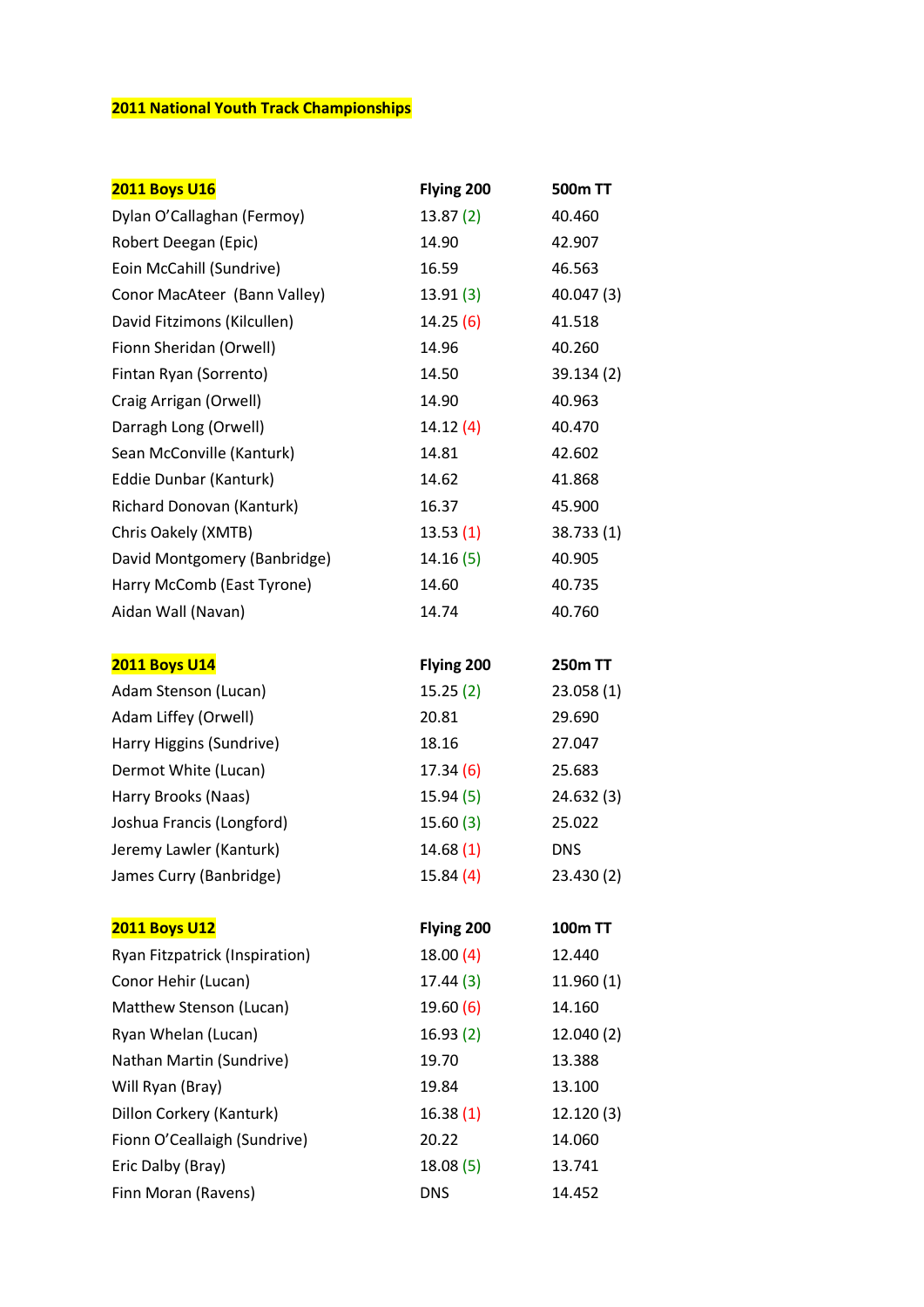**2011 National Youth Track Championships**

| 2011 Boys U16 | Flying 200 | 500m TT |
|---|---|---|
| Dylan O'Callaghan (Fermoy) | 13.87 (2) | 40.460 |
| Robert Deegan (Epic) | 14.90 | 42.907 |
| Eoin McCahill (Sundrive) | 16.59 | 46.563 |
| Conor MacAteer (Bann Valley) | 13.91 (3) | 40.047 (3) |
| David Fitzimons (Kilcullen) | 14.25 (6) | 41.518 |
| Fionn Sheridan (Orwell) | 14.96 | 40.260 |
| Fintan Ryan (Sorrento) | 14.50 | 39.134 (2) |
| Craig Arrigan (Orwell) | 14.90 | 40.963 |
| Darragh Long (Orwell) | 14.12 (4) | 40.470 |
| Sean McConville (Kanturk) | 14.81 | 42.602 |
| Eddie Dunbar (Kanturk) | 14.62 | 41.868 |
| Richard Donovan (Kanturk) | 16.37 | 45.900 |
| Chris Oakely (XMTB) | 13.53 (1) | 38.733 (1) |
| David Montgomery (Banbridge) | 14.16 (5) | 40.905 |
| Harry McComb (East Tyrone) | 14.60 | 40.735 |
| Aidan Wall (Navan) | 14.74 | 40.760 |

| 2011 Boys U14 | Flying 200 | 250m TT |
|---|---|---|
| Adam Stenson (Lucan) | 15.25 (2) | 23.058 (1) |
| Adam Liffey (Orwell) | 20.81 | 29.690 |
| Harry Higgins (Sundrive) | 18.16 | 27.047 |
| Dermot White (Lucan) | 17.34 (6) | 25.683 |
| Harry Brooks (Naas) | 15.94 (5) | 24.632 (3) |
| Joshua Francis (Longford) | 15.60 (3) | 25.022 |
| Jeremy Lawler (Kanturk) | 14.68 (1) | DNS |
| James Curry (Banbridge) | 15.84 (4) | 23.430 (2) |

| 2011 Boys U12 | Flying 200 | 100m TT |
|---|---|---|
| Ryan Fitzpatrick (Inspiration) | 18.00 (4) | 12.440 |
| Conor Hehir (Lucan) | 17.44 (3) | 11.960 (1) |
| Matthew Stenson (Lucan) | 19.60 (6) | 14.160 |
| Ryan Whelan (Lucan) | 16.93 (2) | 12.040 (2) |
| Nathan Martin (Sundrive) | 19.70 | 13.388 |
| Will Ryan (Bray) | 19.84 | 13.100 |
| Dillon Corkery (Kanturk) | 16.38 (1) | 12.120 (3) |
| Fionn O'Ceallaigh (Sundrive) | 20.22 | 14.060 |
| Eric Dalby (Bray) | 18.08 (5) | 13.741 |
| Finn Moran (Ravens) | DNS | 14.452 |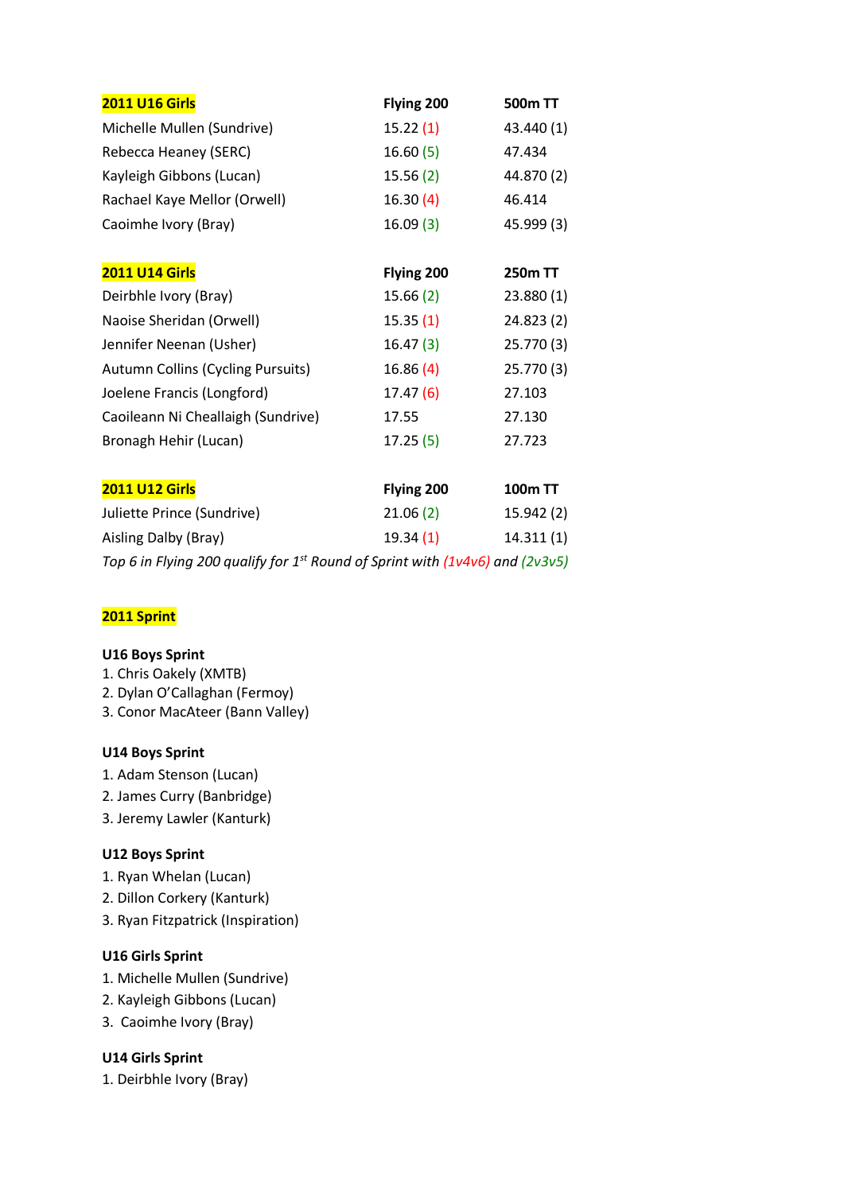| **2011 U16 Girls** | **Flying 200** | **500m TT** |
|---|---|---|
| Michelle Mullen (Sundrive) | 15.22 (1) | 43.440 (1) |
| Rebecca Heaney (SERC) | 16.60 (5) | 47.434 |
| Kayleigh Gibbons (Lucan) | 15.56 (2) | 44.870 (2) |
| Rachael Kaye Mellor (Orwell) | 16.30 (4) | 46.414 |
| Caoimhe Ivory (Bray) | 16.09 (3) | 45.999 (3) |

| **2011 U14 Girls** | **Flying 200** | **250m TT** |
|---|---|---|
| Deirbhle Ivory (Bray) | 15.66 (2) | 23.880 (1) |
| Naoise Sheridan (Orwell) | 15.35 (1) | 24.823 (2) |
| Jennifer Neenan (Usher) | 16.47 (3) | 25.770 (3) |
| Autumn Collins (Cycling Pursuits) | 16.86 (4) | 25.770 (3) |
| Joelene Francis (Longford) | 17.47 (6) | 27.103 |
| Caoileann Ni Cheallaigh (Sundrive) | 17.55 | 27.130 |
| Bronagh Hehir (Lucan) | 17.25 (5) | 27.723 |

| **2011 U12 Girls** | **Flying 200** | **100m TT** |
|---|---|---|
| Juliette Prince (Sundrive) | 21.06 (2) | 15.942 (2) |
| Aisling Dalby (Bray) | 19.34 (1) | 14.311 (1) |

*Top 6 in Flying 200 qualify for 1st Round of Sprint with (1v4v6) and (2v3v5)*

## 2011 Sprint

**U16 Boys Sprint**
1. Chris Oakely (XMTB)
2. Dylan O'Callaghan (Fermoy)
3. Conor MacAteer (Bann Valley)

**U14 Boys Sprint**
1. Adam Stenson (Lucan)
2. James Curry (Banbridge)
3. Jeremy Lawler (Kanturk)

**U12 Boys Sprint**
1. Ryan Whelan (Lucan)
2. Dillon Corkery (Kanturk)
3. Ryan Fitzpatrick (Inspiration)

**U16 Girls Sprint**
1. Michelle Mullen (Sundrive)
2. Kayleigh Gibbons (Lucan)
3. Caoimhe Ivory (Bray)

**U14 Girls Sprint**
1. Deirbhle Ivory (Bray)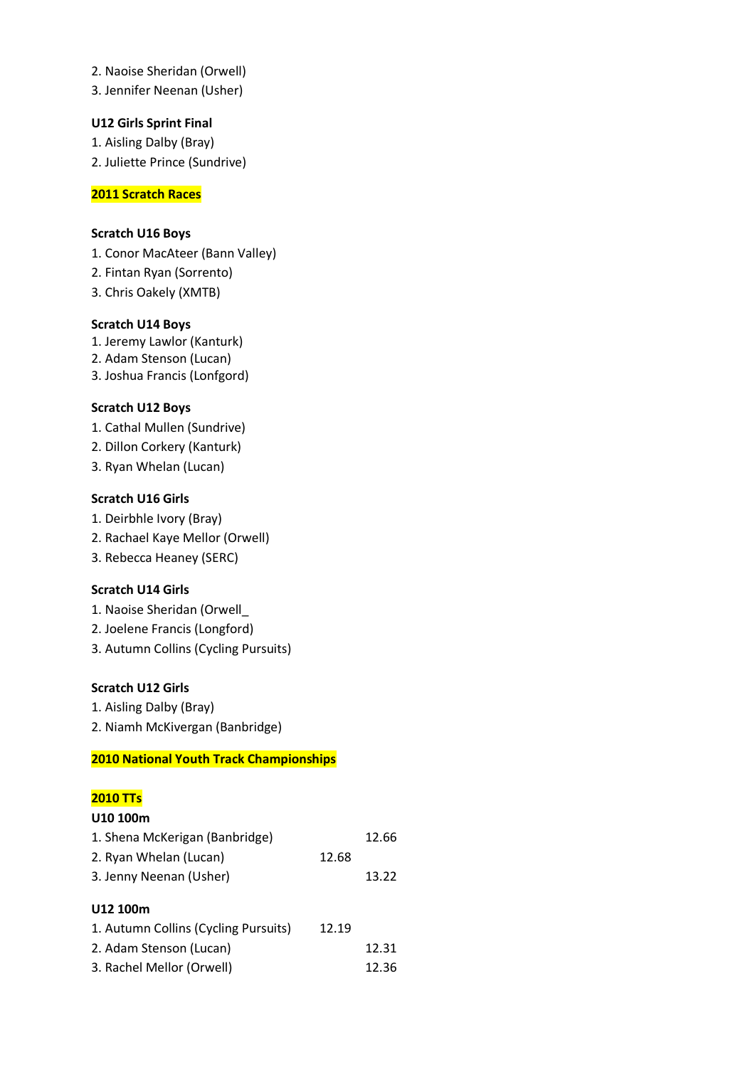2. Naoise Sheridan (Orwell)
3. Jennifer Neenan (Usher)

**U12 Girls Sprint Final**
1. Aisling Dalby (Bray)
2. Juliette Prince (Sundrive)

**2011 Scratch Races**

**Scratch U16 Boys**
1. Conor MacAteer (Bann Valley)
2. Fintan Ryan (Sorrento)
3. Chris Oakely (XMTB)

**Scratch U14 Boys**
1. Jeremy Lawlor (Kanturk)
2. Adam Stenson (Lucan)
3. Joshua Francis (Lonfgord)

**Scratch U12 Boys**
1. Cathal Mullen (Sundrive)
2. Dillon Corkery (Kanturk)
3. Ryan Whelan (Lucan)

**Scratch U16 Girls**
1. Deirbhle Ivory (Bray)
2. Rachael Kaye Mellor (Orwell)
3. Rebecca Heaney (SERC)

**Scratch U14 Girls**
1. Naoise Sheridan (Orwell_
2. Joelene Francis (Longford)
3. Autumn Collins (Cycling Pursuits)

**Scratch U12 Girls**
1. Aisling Dalby (Bray)
2. Niamh McKivergan (Banbridge)

**2010 National Youth Track Championships**

**2010 TTs**

**U10 100m**

| | | |
|---|---|---|
| 1. Shena McKerigan (Banbridge) | | 12.66 |
| 2. Ryan Whelan (Lucan) | 12.68 | |
| 3. Jenny Neenan (Usher) | | 13.22 |

**U12 100m**

| | | |
|---|---|---|
| 1. Autumn Collins (Cycling Pursuits) | 12.19 | |
| 2. Adam Stenson (Lucan) | | 12.31 |
| 3. Rachel Mellor (Orwell) | | 12.36 |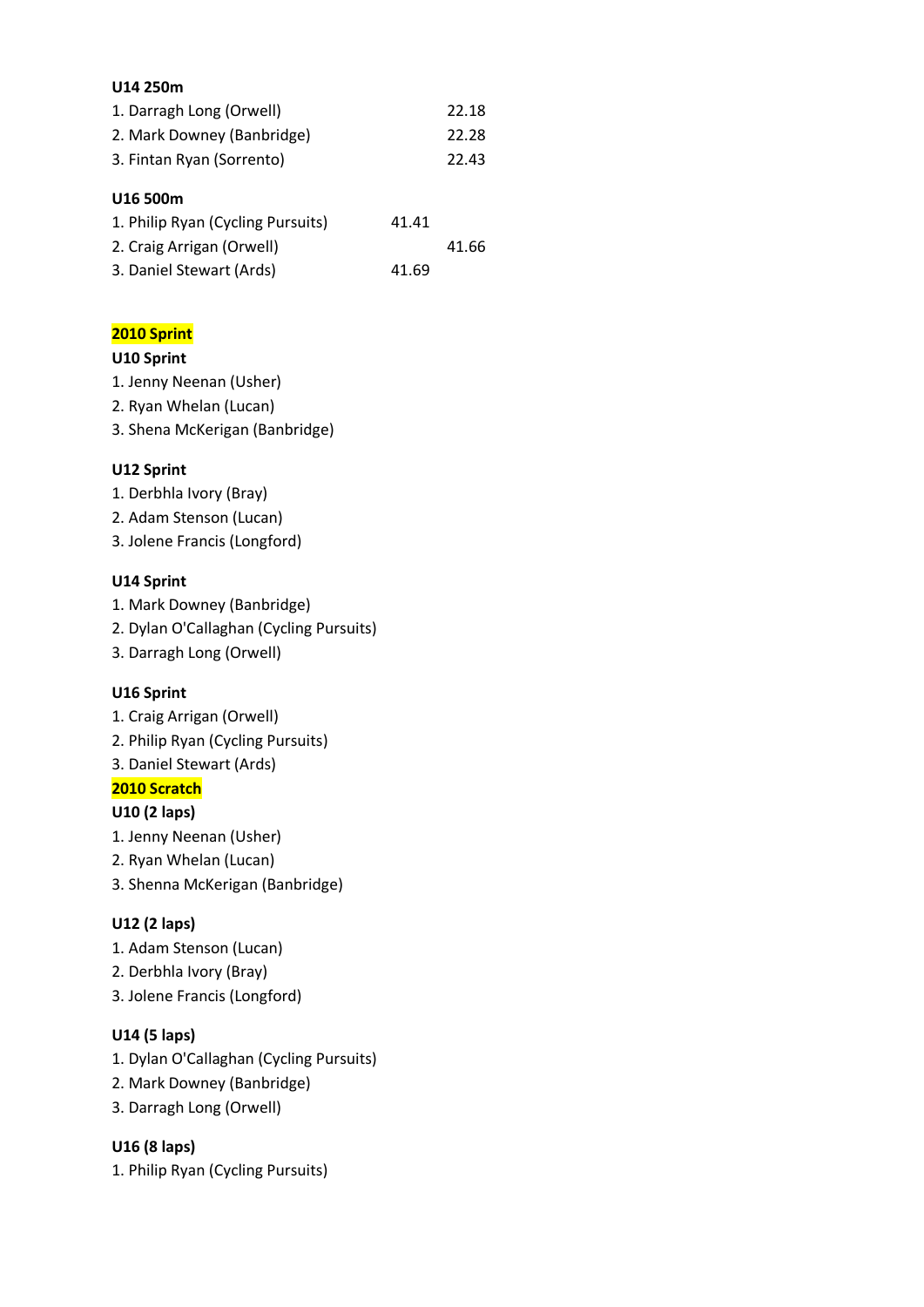**U14 250m**

1. Darragh Long (Orwell) 22.18
2. Mark Downey (Banbridge) 22.28
3. Fintan Ryan (Sorrento) 22.43

**U16 500m**

1. Philip Ryan (Cycling Pursuits) 41.41
2. Craig Arrigan (Orwell) 41.66
3. Daniel Stewart (Ards) 41.69

## 2010 Sprint

**U10 Sprint**

1. Jenny Neenan (Usher)
2. Ryan Whelan (Lucan)
3. Shena McKerigan (Banbridge)

**U12 Sprint**

1. Derbhla Ivory (Bray)
2. Adam Stenson (Lucan)
3. Jolene Francis (Longford)

**U14 Sprint**

1. Mark Downey (Banbridge)
2. Dylan O'Callaghan (Cycling Pursuits)
3. Darragh Long (Orwell)

**U16 Sprint**

1. Craig Arrigan (Orwell)
2. Philip Ryan (Cycling Pursuits)
3. Daniel Stewart (Ards)

## 2010 Scratch

**U10 (2 laps)**

1. Jenny Neenan (Usher)
2. Ryan Whelan (Lucan)
3. Shenna McKerigan (Banbridge)

**U12 (2 laps)**

1. Adam Stenson (Lucan)
2. Derbhla Ivory (Bray)
3. Jolene Francis (Longford)

**U14 (5 laps)**

1. Dylan O'Callaghan (Cycling Pursuits)
2. Mark Downey (Banbridge)
3. Darragh Long (Orwell)

**U16 (8 laps)**

1. Philip Ryan (Cycling Pursuits)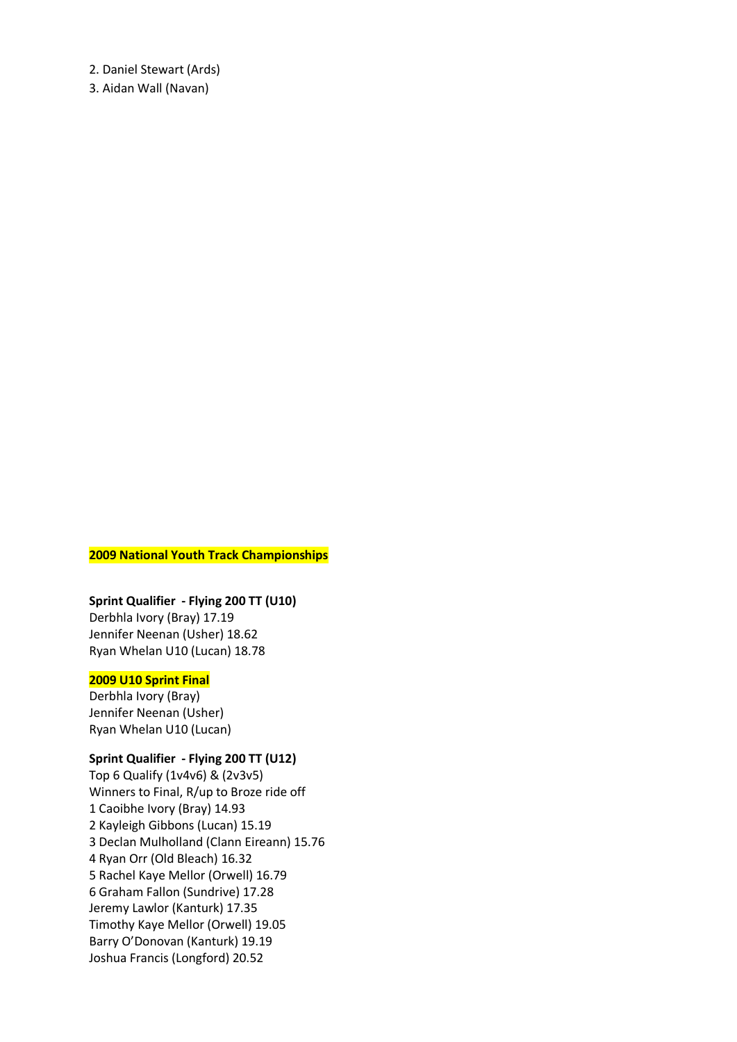2. Daniel Stewart (Ards)
3. Aidan Wall (Navan)

**2009 National Youth Track Championships**

**Sprint Qualifier - Flying 200 TT (U10)**
Derbhla Ivory (Bray) 17.19
Jennifer Neenan (Usher) 18.62
Ryan Whelan U10 (Lucan) 18.78

**2009 U10 Sprint Final**
Derbhla Ivory (Bray)
Jennifer Neenan (Usher)
Ryan Whelan U10 (Lucan)

**Sprint Qualifier - Flying 200 TT (U12)**
Top 6 Qualify (1v4v6) & (2v3v5)
Winners to Final, R/up to Broze ride off
1 Caoibhe Ivory (Bray) 14.93
2 Kayleigh Gibbons (Lucan) 15.19
3 Declan Mulholland (Clann Eireann) 15.76
4 Ryan Orr (Old Bleach) 16.32
5 Rachel Kaye Mellor (Orwell) 16.79
6 Graham Fallon (Sundrive) 17.28
Jeremy Lawlor (Kanturk) 17.35
Timothy Kaye Mellor (Orwell) 19.05
Barry O'Donovan (Kanturk) 19.19
Joshua Francis (Longford) 20.52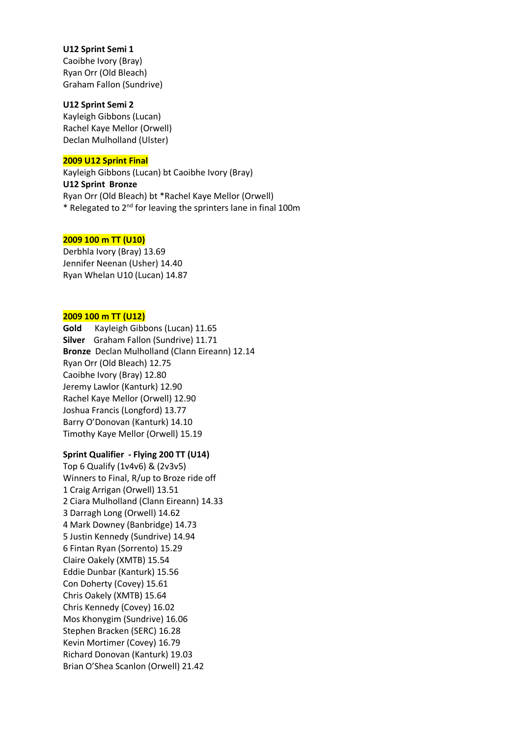**U12 Sprint Semi 1**
Caoibhe Ivory (Bray)
Ryan Orr (Old Bleach)
Graham Fallon (Sundrive)

**U12 Sprint Semi 2**
Kayleigh Gibbons (Lucan)
Rachel Kaye Mellor (Orwell)
Declan Mulholland (Ulster)

**2009 U12 Sprint Final**
Kayleigh Gibbons (Lucan) bt Caoibhe Ivory (Bray)
**U12 Sprint Bronze**
Ryan Orr (Old Bleach) bt *Rachel Kaye Mellor (Orwell)
* Relegated to 2nd for leaving the sprinters lane in final 100m

**2009 100 m TT (U10)**
Derbhla Ivory (Bray) 13.69
Jennifer Neenan (Usher) 14.40
Ryan Whelan U10 (Lucan) 14.87

**2009 100 m TT (U12)**
**Gold** Kayleigh Gibbons (Lucan) 11.65
**Silver** Graham Fallon (Sundrive) 11.71
**Bronze** Declan Mulholland (Clann Eireann) 12.14
Ryan Orr (Old Bleach) 12.75
Caoibhe Ivory (Bray) 12.80
Jeremy Lawlor (Kanturk) 12.90
Rachel Kaye Mellor (Orwell) 12.90
Joshua Francis (Longford) 13.77
Barry O'Donovan (Kanturk) 14.10
Timothy Kaye Mellor (Orwell) 15.19

**Sprint Qualifier - Flying 200 TT (U14)**
Top 6 Qualify (1v4v6) & (2v3v5)
Winners to Final, R/up to Broze ride off
1 Craig Arrigan (Orwell) 13.51
2 Ciara Mulholland (Clann Eireann) 14.33
3 Darragh Long (Orwell) 14.62
4 Mark Downey (Banbridge) 14.73
5 Justin Kennedy (Sundrive) 14.94
6 Fintan Ryan (Sorrento) 15.29
Claire Oakely (XMTB) 15.54
Eddie Dunbar (Kanturk) 15.56
Con Doherty (Covey) 15.61
Chris Oakely (XMTB) 15.64
Chris Kennedy (Covey) 16.02
Mos Khonygim (Sundrive) 16.06
Stephen Bracken (SERC) 16.28
Kevin Mortimer (Covey) 16.79
Richard Donovan (Kanturk) 19.03
Brian O'Shea Scanlon (Orwell) 21.42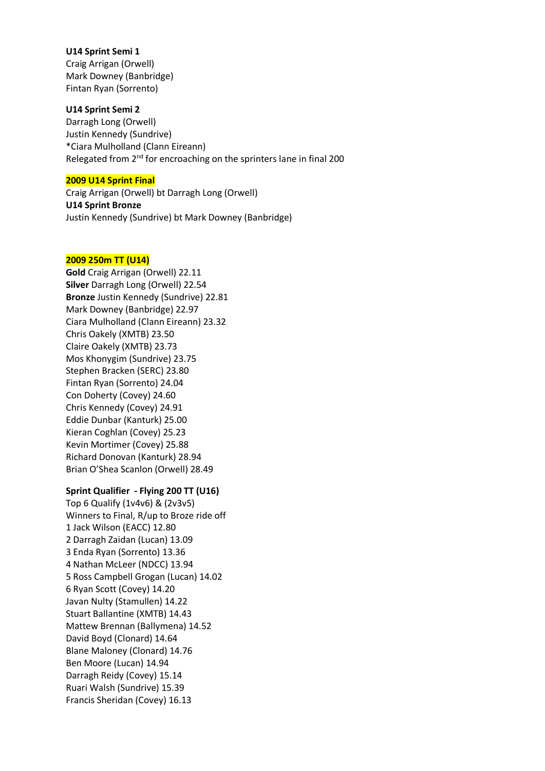**U14 Sprint Semi 1**
Craig Arrigan (Orwell)
Mark Downey (Banbridge)
Fintan Ryan (Sorrento)

**U14 Sprint Semi 2**
Darragh Long (Orwell)
Justin Kennedy (Sundrive)
*Ciara Mulholland (Clann Eireann)
Relegated from 2nd for encroaching on the sprinters lane in final 200

**2009 U14 Sprint Final**
Craig Arrigan (Orwell) bt Darragh Long (Orwell)
**U14 Sprint Bronze**
Justin Kennedy (Sundrive) bt Mark Downey (Banbridge)

**2009 250m TT (U14)**
**Gold** Craig Arrigan (Orwell) 22.11
**Silver** Darragh Long (Orwell) 22.54
**Bronze** Justin Kennedy (Sundrive) 22.81
Mark Downey (Banbridge) 22.97
Ciara Mulholland (Clann Eireann) 23.32
Chris Oakely (XMTB) 23.50
Claire Oakely (XMTB) 23.73
Mos Khonygim (Sundrive) 23.75
Stephen Bracken (SERC) 23.80
Fintan Ryan (Sorrento) 24.04
Con Doherty (Covey) 24.60
Chris Kennedy (Covey) 24.91
Eddie Dunbar (Kanturk) 25.00
Kieran Coghlan (Covey) 25.23
Kevin Mortimer (Covey) 25.88
Richard Donovan (Kanturk) 28.94
Brian O'Shea Scanlon (Orwell) 28.49

**Sprint Qualifier - Flying 200 TT (U16)**
Top 6 Qualify (1v4v6) & (2v3v5)
Winners to Final, R/up to Broze ride off
1 Jack Wilson (EACC) 12.80
2 Darragh Zaidan (Lucan) 13.09
3 Enda Ryan (Sorrento) 13.36
4 Nathan McLeer (NDCC) 13.94
5 Ross Campbell Grogan (Lucan) 14.02
6 Ryan Scott (Covey) 14.20
Javan Nulty (Stamullen) 14.22
Stuart Ballantine (XMTB) 14.43
Mattew Brennan (Ballymena) 14.52
David Boyd (Clonard) 14.64
Blane Maloney (Clonard) 14.76
Ben Moore (Lucan) 14.94
Darragh Reidy (Covey) 15.14
Ruari Walsh (Sundrive) 15.39
Francis Sheridan (Covey) 16.13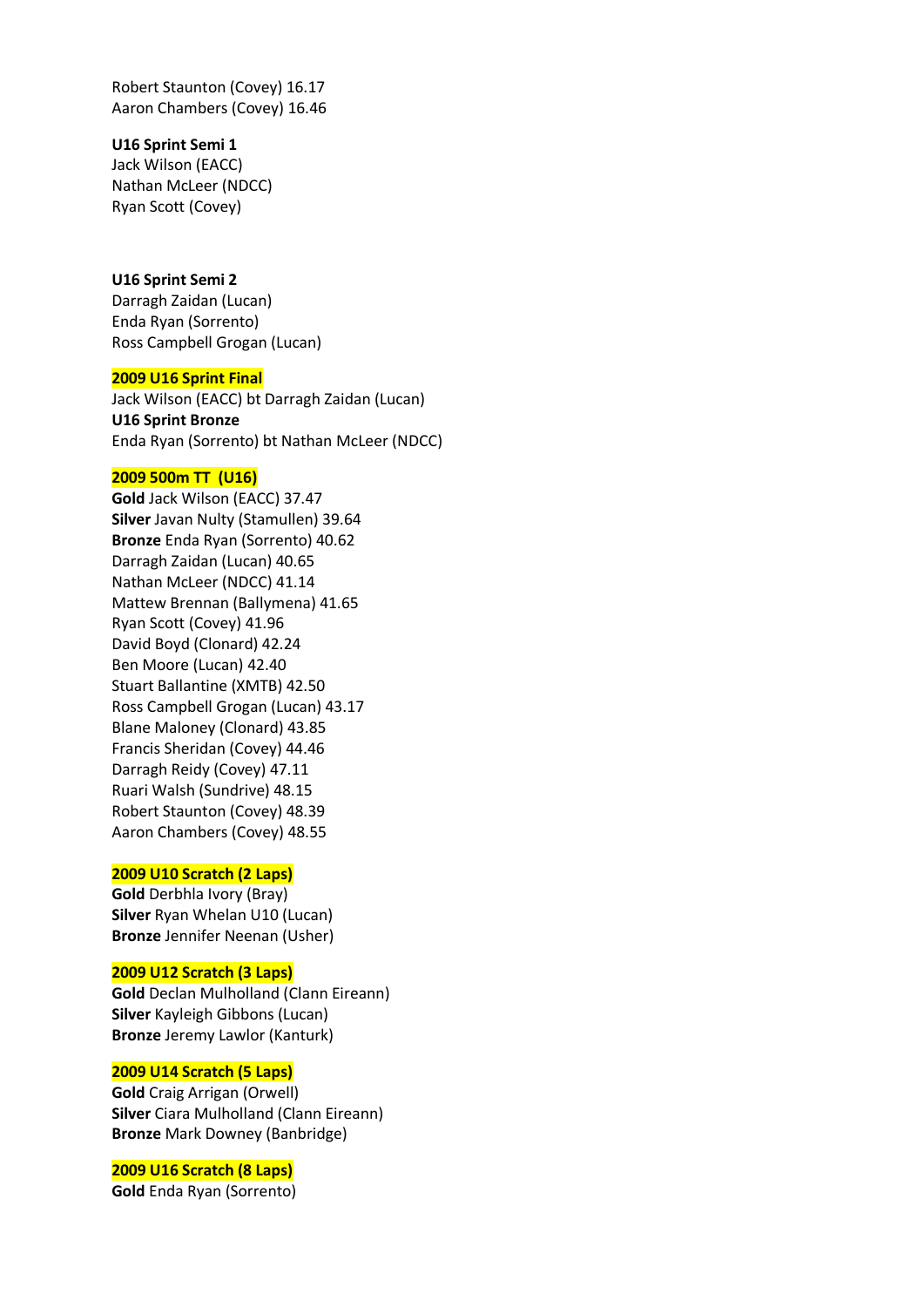Robert Staunton (Covey) 16.17
Aaron Chambers (Covey) 16.46

**U16 Sprint Semi 1**
Jack Wilson (EACC)
Nathan McLeer (NDCC)
Ryan Scott (Covey)

**U16 Sprint Semi 2**
Darragh Zaidan (Lucan)
Enda Ryan (Sorrento)
Ross Campbell Grogan (Lucan)

**2009 U16 Sprint Final**
Jack Wilson (EACC) bt Darragh Zaidan (Lucan)
**U16 Sprint Bronze**
Enda Ryan (Sorrento) bt Nathan McLeer (NDCC)

**2009 500m TT (U16)**
**Gold** Jack Wilson (EACC) 37.47
**Silver** Javan Nulty (Stamullen) 39.64
**Bronze** Enda Ryan (Sorrento) 40.62
Darragh Zaidan (Lucan) 40.65
Nathan McLeer (NDCC) 41.14
Mattew Brennan (Ballymena) 41.65
Ryan Scott (Covey) 41.96
David Boyd (Clonard) 42.24
Ben Moore (Lucan) 42.40
Stuart Ballantine (XMTB) 42.50
Ross Campbell Grogan (Lucan) 43.17
Blane Maloney (Clonard) 43.85
Francis Sheridan (Covey) 44.46
Darragh Reidy (Covey) 47.11
Ruari Walsh (Sundrive) 48.15
Robert Staunton (Covey) 48.39
Aaron Chambers (Covey) 48.55

**2009 U10 Scratch (2 Laps)**
**Gold** Derbhla Ivory (Bray)
**Silver** Ryan Whelan U10 (Lucan)
**Bronze** Jennifer Neenan (Usher)

**2009 U12 Scratch (3 Laps)**
**Gold** Declan Mulholland (Clann Eireann)
**Silver** Kayleigh Gibbons (Lucan)
**Bronze** Jeremy Lawlor (Kanturk)

**2009 U14 Scratch (5 Laps)**
**Gold** Craig Arrigan (Orwell)
**Silver** Ciara Mulholland (Clann Eireann)
**Bronze** Mark Downey (Banbridge)

**2009 U16 Scratch (8 Laps)**
**Gold** Enda Ryan (Sorrento)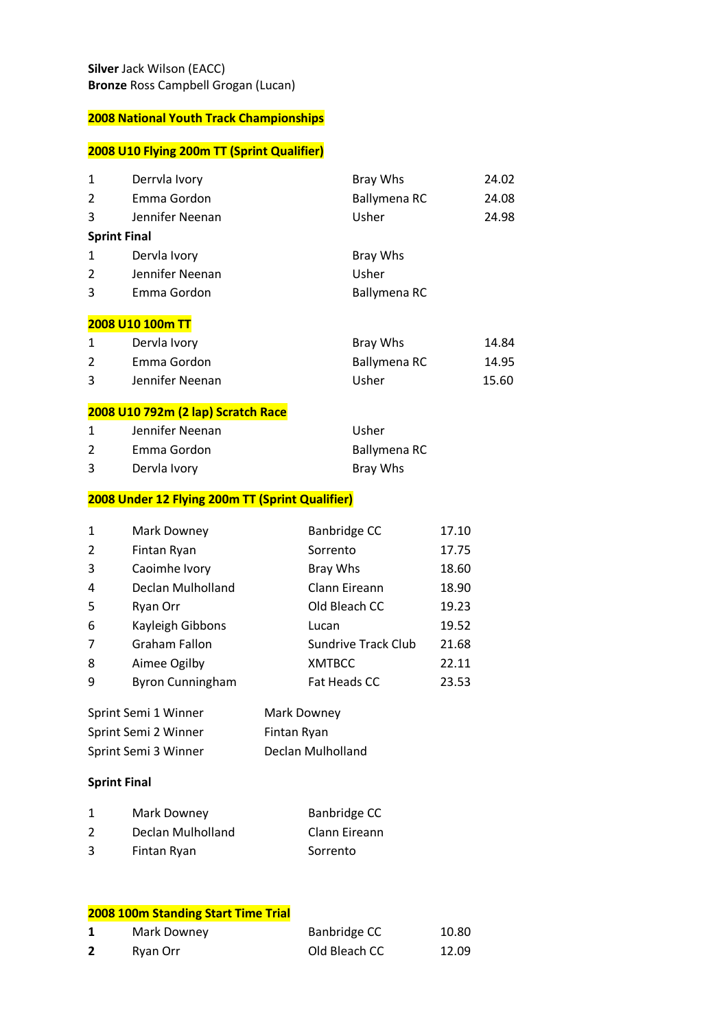**Silver** Jack Wilson (EACC)
**Bronze** Ross Campbell Grogan (Lucan)

## 2008 National Youth Track Championships

### 2008 U10 Flying 200m TT (Sprint Qualifier)

| | | | |
|---|---|---|---|
| 1 | Derrvla Ivory | Bray Whs | 24.02 |
| 2 | Emma Gordon | Ballymena RC | 24.08 |
| 3 | Jennifer Neenan | Usher | 24.98 |

**Sprint Final**

| | | |
|---|---|---|
| 1 | Dervla Ivory | Bray Whs |
| 2 | Jennifer Neenan | Usher |
| 3 | Emma Gordon | Ballymena RC |

### 2008 U10 100m TT

| | | | |
|---|---|---|---|
| 1 | Dervla Ivory | Bray Whs | 14.84 |
| 2 | Emma Gordon | Ballymena RC | 14.95 |
| 3 | Jennifer Neenan | Usher | 15.60 |

### 2008 U10 792m (2 lap) Scratch Race

| | | |
|---|---|---|
| 1 | Jennifer Neenan | Usher |
| 2 | Emma Gordon | Ballymena RC |
| 3 | Dervla Ivory | Bray Whs |

### 2008 Under 12 Flying 200m TT (Sprint Qualifier)

| | | | |
|---|---|---|---|
| 1 | Mark Downey | Banbridge CC | 17.10 |
| 2 | Fintan Ryan | Sorrento | 17.75 |
| 3 | Caoimhe Ivory | Bray Whs | 18.60 |
| 4 | Declan Mulholland | Clann Eireann | 18.90 |
| 5 | Ryan Orr | Old Bleach CC | 19.23 |
| 6 | Kayleigh Gibbons | Lucan | 19.52 |
| 7 | Graham Fallon | Sundrive Track Club | 21.68 |
| 8 | Aimee Ogilby | XMTBCC | 22.11 |
| 9 | Byron Cunningham | Fat Heads CC | 23.53 |

| | |
|---|---|
| Sprint Semi 1 Winner | Mark Downey |
| Sprint Semi 2 Winner | Fintan Ryan |
| Sprint Semi 3 Winner | Declan Mulholland |

**Sprint Final**

| | | |
|---|---|---|
| 1 | Mark Downey | Banbridge CC |
| 2 | Declan Mulholland | Clann Eireann |
| 3 | Fintan Ryan | Sorrento |

### 2008 100m Standing Start Time Trial

| | | | |
|---|---|---|---|
| **1** | Mark Downey | Banbridge CC | 10.80 |
| **2** | Ryan Orr | Old Bleach CC | 12.09 |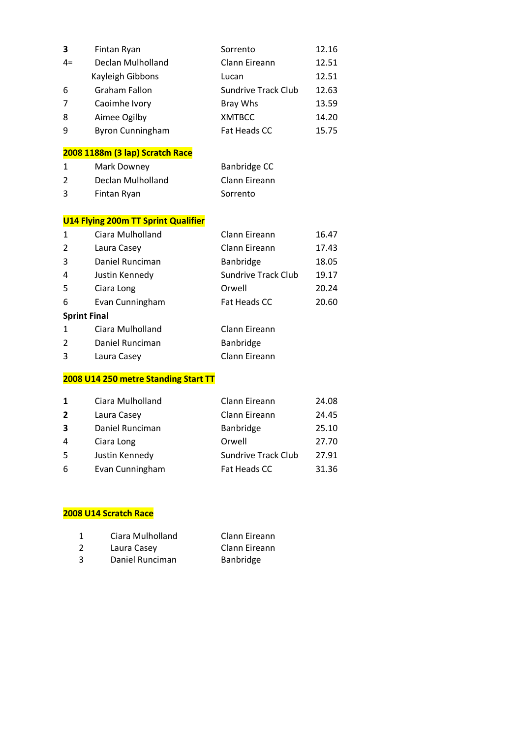| | | | |
|---|---|---|---|
| **3** | Fintan Ryan | Sorrento | 12.16 |
| 4= | Declan Mulholland | Clann Eireann | 12.51 |
| | Kayleigh Gibbons | Lucan | 12.51 |
| 6 | Graham Fallon | Sundrive Track Club | 12.63 |
| 7 | Caoimhe Ivory | Bray Whs | 13.59 |
| 8 | Aimee Ogilby | XMTBCC | 14.20 |
| 9 | Byron Cunningham | Fat Heads CC | 15.75 |

**2008 1188m (3 lap) Scratch Race**

| | | |
|---|---|---|
| 1 | Mark Downey | Banbridge CC |
| 2 | Declan Mulholland | Clann Eireann |
| 3 | Fintan Ryan | Sorrento |

**U14 Flying 200m TT Sprint Qualifier**

| | | | |
|---|---|---|---|
| 1 | Ciara Mulholland | Clann Eireann | 16.47 |
| 2 | Laura Casey | Clann Eireann | 17.43 |
| 3 | Daniel Runciman | Banbridge | 18.05 |
| 4 | Justin Kennedy | Sundrive Track Club | 19.17 |
| 5 | Ciara Long | Orwell | 20.24 |
| 6 | Evan Cunningham | Fat Heads CC | 20.60 |

**Sprint Final**

| | | |
|---|---|---|
| 1 | Ciara Mulholland | Clann Eireann |
| 2 | Daniel Runciman | Banbridge |
| 3 | Laura Casey | Clann Eireann |

**2008 U14 250 metre Standing Start TT**

| | | | |
|---|---|---|---|
| **1** | Ciara Mulholland | Clann Eireann | 24.08 |
| **2** | Laura Casey | Clann Eireann | 24.45 |
| **3** | Daniel Runciman | Banbridge | 25.10 |
| 4 | Ciara Long | Orwell | 27.70 |
| 5 | Justin Kennedy | Sundrive Track Club | 27.91 |
| 6 | Evan Cunningham | Fat Heads CC | 31.36 |

**2008 U14 Scratch Race**

| | | |
|---|---|---|
| 1 | Ciara Mulholland | Clann Eireann |
| 2 | Laura Casey | Clann Eireann |
| 3 | Daniel Runciman | Banbridge |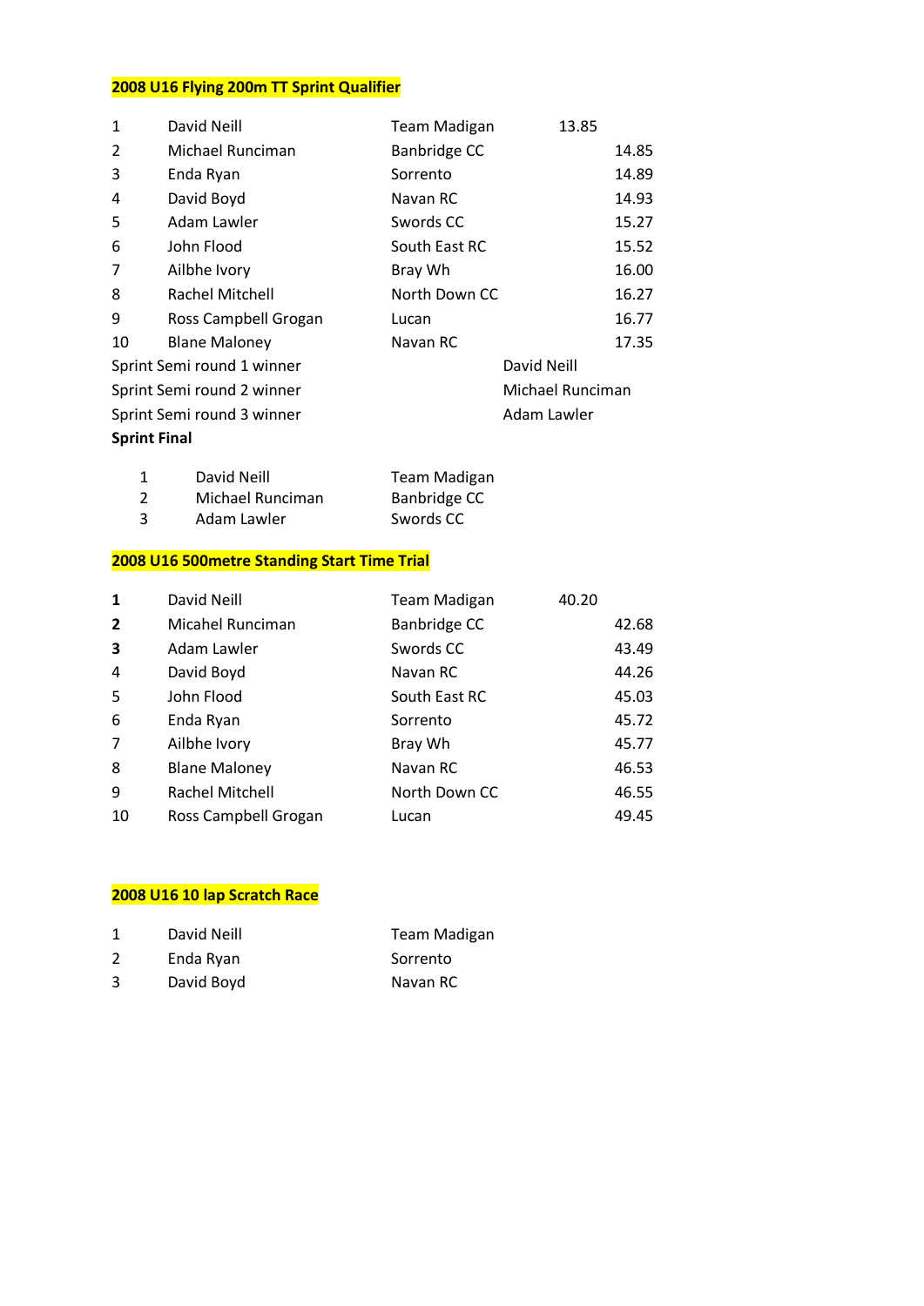**2008 U16 Flying 200m TT Sprint Qualifier**

| | | | |
|---|---|---|---|
| 1 | David Neill | Team Madigan | 13.85 |
| 2 | Michael Runciman | Banbridge CC | 14.85 |
| 3 | Enda Ryan | Sorrento | 14.89 |
| 4 | David Boyd | Navan RC | 14.93 |
| 5 | Adam Lawler | Swords CC | 15.27 |
| 6 | John Flood | South East RC | 15.52 |
| 7 | Ailbhe Ivory | Bray Wh | 16.00 |
| 8 | Rachel Mitchell | North Down CC | 16.27 |
| 9 | Ross Campbell Grogan | Lucan | 16.77 |
| 10 | Blane Maloney | Navan RC | 17.35 |

Sprint Semi round 1 winner — David Neill

Sprint Semi round 2 winner — Michael Runciman

Sprint Semi round 3 winner — Adam Lawler

**Sprint Final**

| | | |
|---|---|---|
| 1 | David Neill | Team Madigan |
| 2 | Michael Runciman | Banbridge CC |
| 3 | Adam Lawler | Swords CC |

**2008 U16 500metre Standing Start Time Trial**

| | | | |
|---|---|---|---|
| **1** | David Neill | Team Madigan | 40.20 |
| **2** | Micahel Runciman | Banbridge CC | 42.68 |
| **3** | Adam Lawler | Swords CC | 43.49 |
| 4 | David Boyd | Navan RC | 44.26 |
| 5 | John Flood | South East RC | 45.03 |
| 6 | Enda Ryan | Sorrento | 45.72 |
| 7 | Ailbhe Ivory | Bray Wh | 45.77 |
| 8 | Blane Maloney | Navan RC | 46.53 |
| 9 | Rachel Mitchell | North Down CC | 46.55 |
| 10 | Ross Campbell Grogan | Lucan | 49.45 |

**2008 U16 10 lap Scratch Race**

| | | |
|---|---|---|
| 1 | David Neill | Team Madigan |
| 2 | Enda Ryan | Sorrento |
| 3 | David Boyd | Navan RC |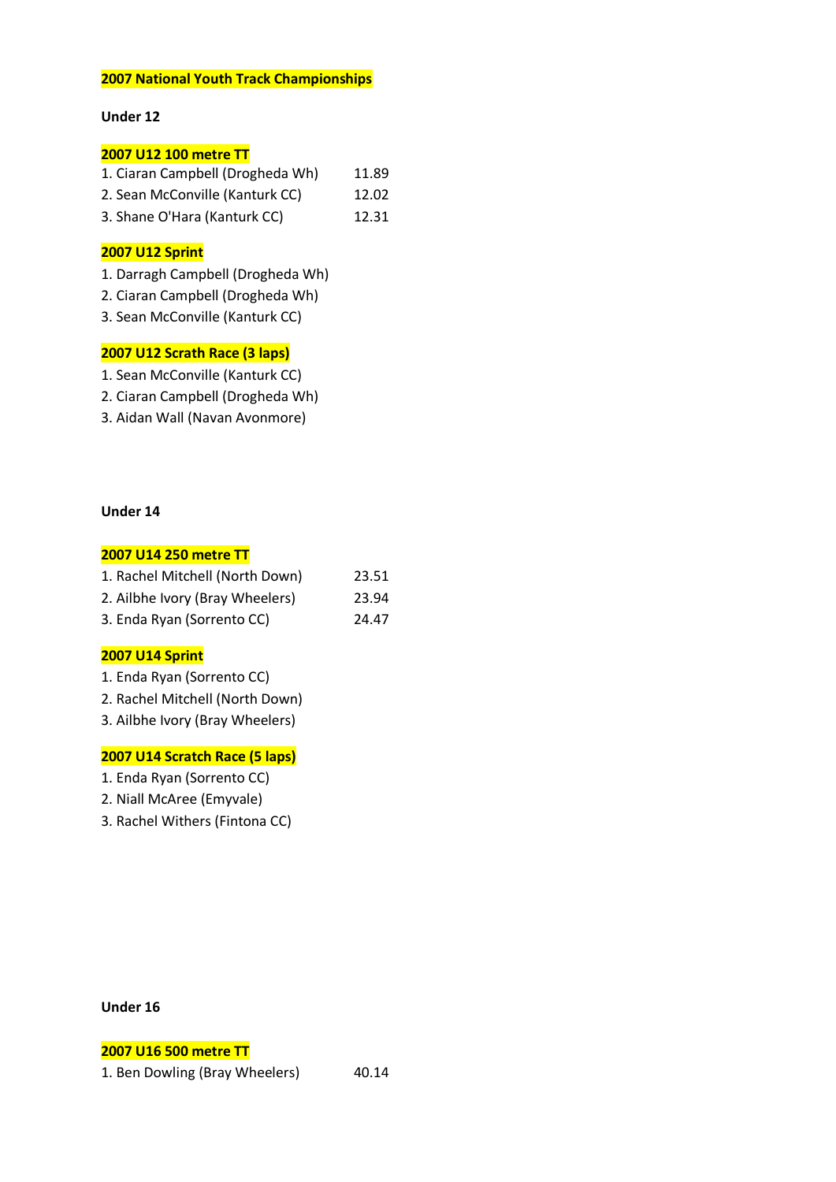## 2007 National Youth Track Championships

### Under 12

#### 2007 U12 100 metre TT

| | |
|---|---|
| 1. Ciaran Campbell (Drogheda Wh) | 11.89 |
| 2. Sean McConville (Kanturk CC) | 12.02 |
| 3. Shane O'Hara (Kanturk CC) | 12.31 |

#### 2007 U12 Sprint

1. Darragh Campbell (Drogheda Wh)
2. Ciaran Campbell (Drogheda Wh)
3. Sean McConville (Kanturk CC)

#### 2007 U12 Scrath Race (3 laps)

1. Sean McConville (Kanturk CC)
2. Ciaran Campbell (Drogheda Wh)
3. Aidan Wall (Navan Avonmore)

### Under 14

#### 2007 U14 250 metre TT

| | |
|---|---|
| 1. Rachel Mitchell (North Down) | 23.51 |
| 2. Ailbhe Ivory (Bray Wheelers) | 23.94 |
| 3. Enda Ryan (Sorrento CC) | 24.47 |

#### 2007 U14 Sprint

1. Enda Ryan (Sorrento CC)
2. Rachel Mitchell (North Down)
3. Ailbhe Ivory (Bray Wheelers)

#### 2007 U14 Scratch Race (5 laps)

1. Enda Ryan (Sorrento CC)
2. Niall McAree (Emyvale)
3. Rachel Withers (Fintona CC)

### Under 16

#### 2007 U16 500 metre TT

| | |
|---|---|
| 1. Ben Dowling (Bray Wheelers) | 40.14 |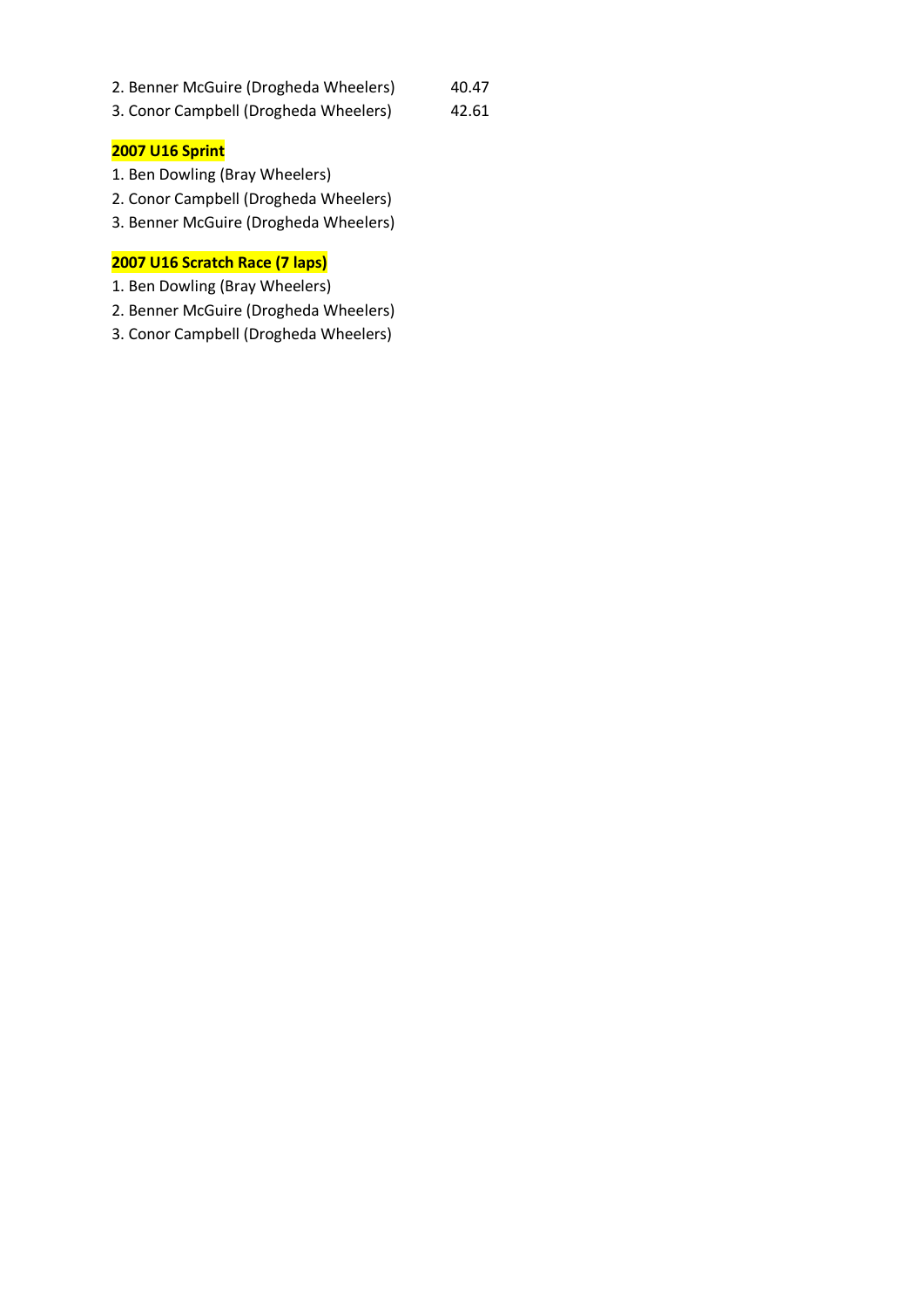2. Benner McGuire (Drogheda Wheelers) 40.47
3. Conor Campbell (Drogheda Wheelers) 42.61

**2007 U16 Sprint**

1. Ben Dowling (Bray Wheelers)
2. Conor Campbell (Drogheda Wheelers)
3. Benner McGuire (Drogheda Wheelers)

**2007 U16 Scratch Race (7 laps)**

1. Ben Dowling (Bray Wheelers)
2. Benner McGuire (Drogheda Wheelers)
3. Conor Campbell (Drogheda Wheelers)